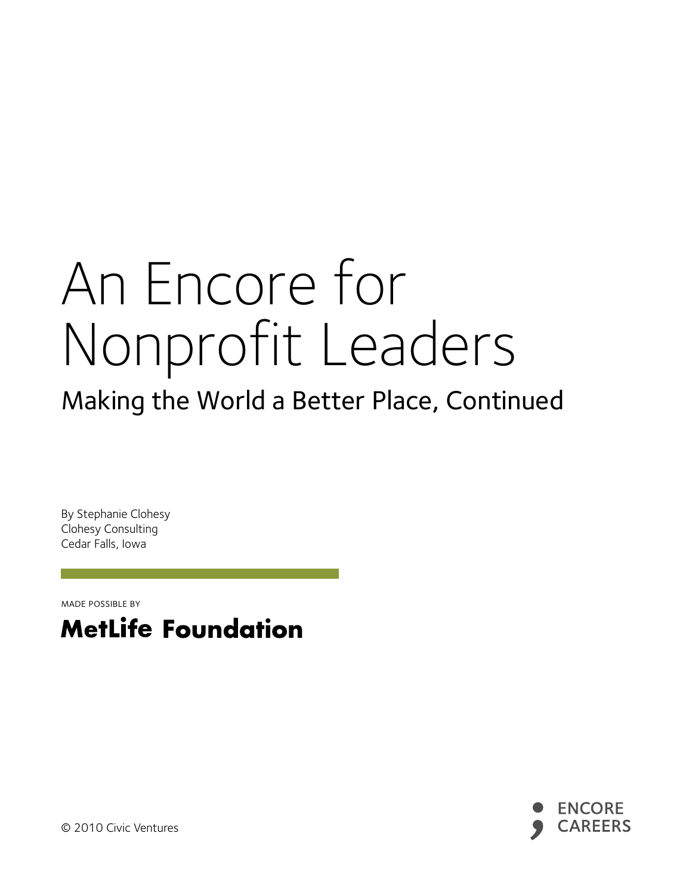# An Encore for Nonprofit Leaders

## Making the World a Better Place, Continued

By Stephanie Clohesy
Clohesy Consulting
Cedar Falls, Iowa

MADE POSSIBLE BY

**MetLife Foundation**

© 2010 Civic Ventures

ENCORE CAREERS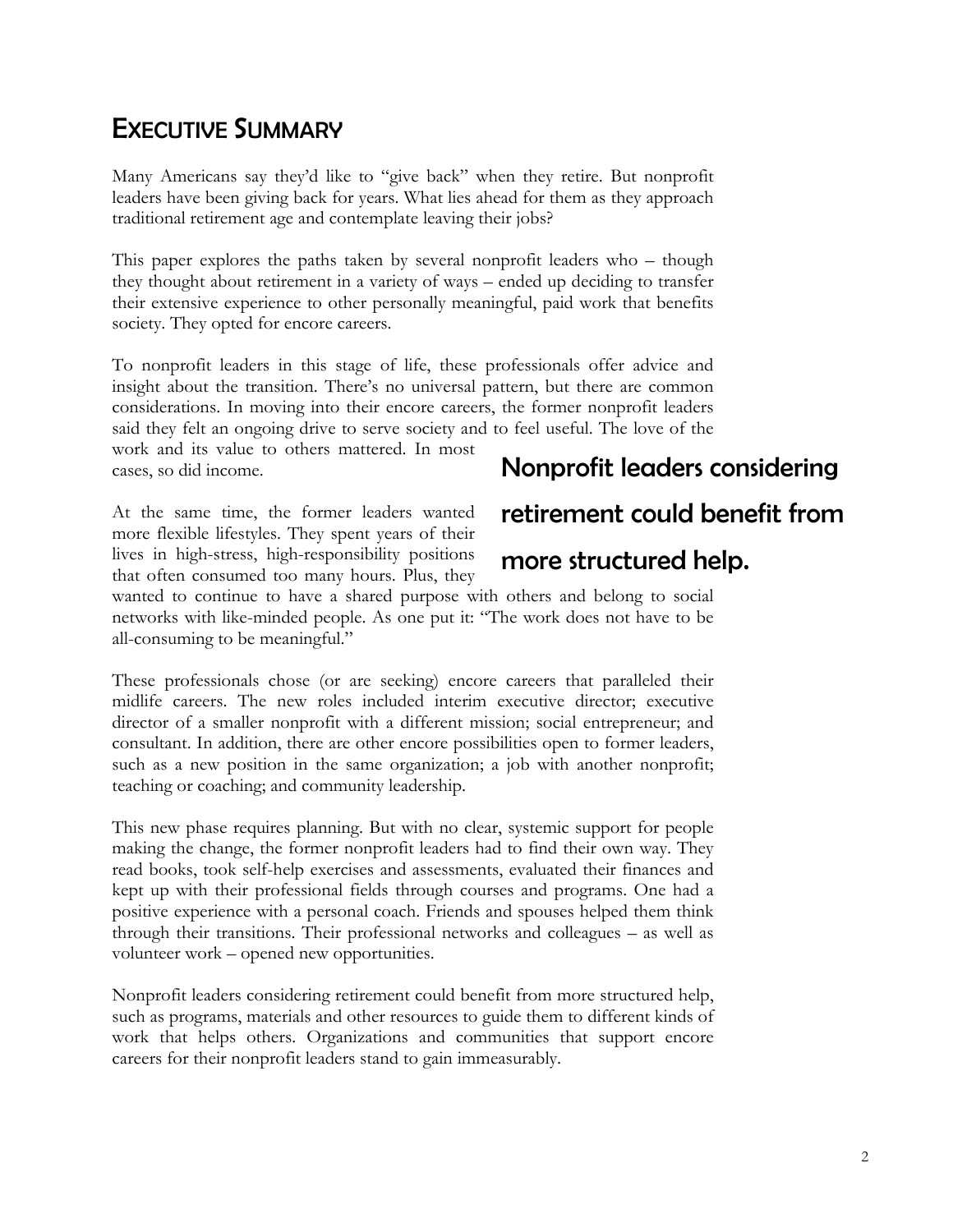## Executive Summary

Many Americans say they'd like to "give back" when they retire. But nonprofit leaders have been giving back for years. What lies ahead for them as they approach traditional retirement age and contemplate leaving their jobs?

This paper explores the paths taken by several nonprofit leaders who – though they thought about retirement in a variety of ways – ended up deciding to transfer their extensive experience to other personally meaningful, paid work that benefits society. They opted for encore careers.

To nonprofit leaders in this stage of life, these professionals offer advice and insight about the transition. There's no universal pattern, but there are common considerations. In moving into their encore careers, the former nonprofit leaders said they felt an ongoing drive to serve society and to feel useful. The love of the work and its value to others mattered. In most cases, so did income.

> **Nonprofit leaders considering retirement could benefit from more structured help.**

At the same time, the former leaders wanted more flexible lifestyles. They spent years of their lives in high-stress, high-responsibility positions that often consumed too many hours. Plus, they wanted to continue to have a shared purpose with others and belong to social networks with like-minded people. As one put it: "The work does not have to be all-consuming to be meaningful."

These professionals chose (or are seeking) encore careers that paralleled their midlife careers. The new roles included interim executive director; executive director of a smaller nonprofit with a different mission; social entrepreneur; and consultant. In addition, there are other encore possibilities open to former leaders, such as a new position in the same organization; a job with another nonprofit; teaching or coaching; and community leadership.

This new phase requires planning. But with no clear, systemic support for people making the change, the former nonprofit leaders had to find their own way. They read books, took self-help exercises and assessments, evaluated their finances and kept up with their professional fields through courses and programs. One had a positive experience with a personal coach. Friends and spouses helped them think through their transitions. Their professional networks and colleagues – as well as volunteer work – opened new opportunities.

Nonprofit leaders considering retirement could benefit from more structured help, such as programs, materials and other resources to guide them to different kinds of work that helps others. Organizations and communities that support encore careers for their nonprofit leaders stand to gain immeasurably.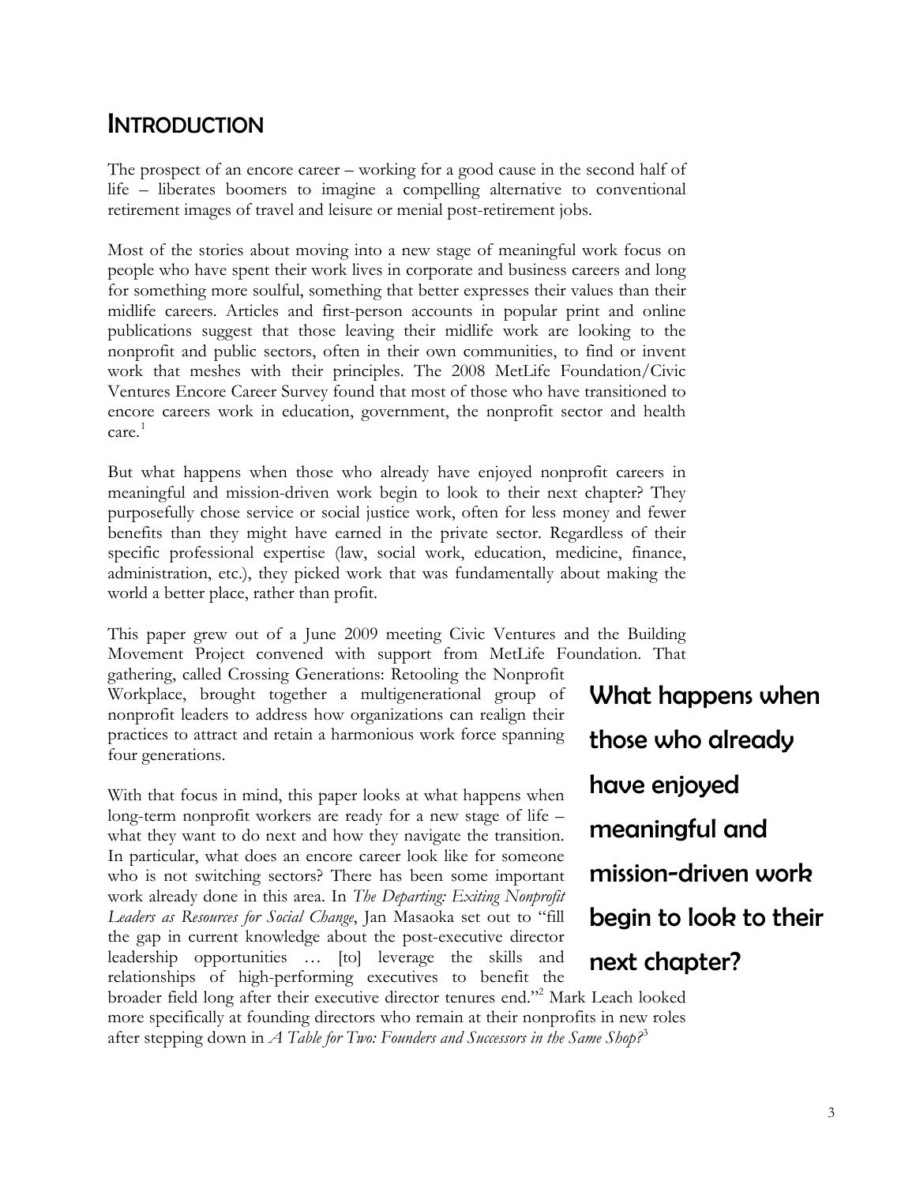# INTRODUCTION

The prospect of an encore career – working for a good cause in the second half of life – liberates boomers to imagine a compelling alternative to conventional retirement images of travel and leisure or menial post-retirement jobs.

Most of the stories about moving into a new stage of meaningful work focus on people who have spent their work lives in corporate and business careers and long for something more soulful, something that better expresses their values than their midlife careers. Articles and first-person accounts in popular print and online publications suggest that those leaving their midlife work are looking to the nonprofit and public sectors, often in their own communities, to find or invent work that meshes with their principles. The 2008 MetLife Foundation/Civic Ventures Encore Career Survey found that most of those who have transitioned to encore careers work in education, government, the nonprofit sector and health care.[1]

But what happens when those who already have enjoyed nonprofit careers in meaningful and mission-driven work begin to look to their next chapter? They purposefully chose service or social justice work, often for less money and fewer benefits than they might have earned in the private sector. Regardless of their specific professional expertise (law, social work, education, medicine, finance, administration, etc.), they picked work that was fundamentally about making the world a better place, rather than profit.

This paper grew out of a June 2009 meeting Civic Ventures and the Building Movement Project convened with support from MetLife Foundation. That gathering, called Crossing Generations: Retooling the Nonprofit Workplace, brought together a multigenerational group of nonprofit leaders to address how organizations can realign their practices to attract and retain a harmonious work force spanning four generations.

**What happens when those who already have enjoyed meaningful and mission-driven work begin to look to their next chapter?**

With that focus in mind, this paper looks at what happens when long-term nonprofit workers are ready for a new stage of life – what they want to do next and how they navigate the transition. In particular, what does an encore career look like for someone who is not switching sectors? There has been some important work already done in this area. In *The Departing: Exiting Nonprofit Leaders as Resources for Social Change*, Jan Masaoka set out to "fill the gap in current knowledge about the post-executive director leadership opportunities … [to] leverage the skills and relationships of high-performing executives to benefit the broader field long after their executive director tenures end."[2] Mark Leach looked more specifically at founding directors who remain at their nonprofits in new roles after stepping down in *A Table for Two: Founders and Successors in the Same Shop?*[3]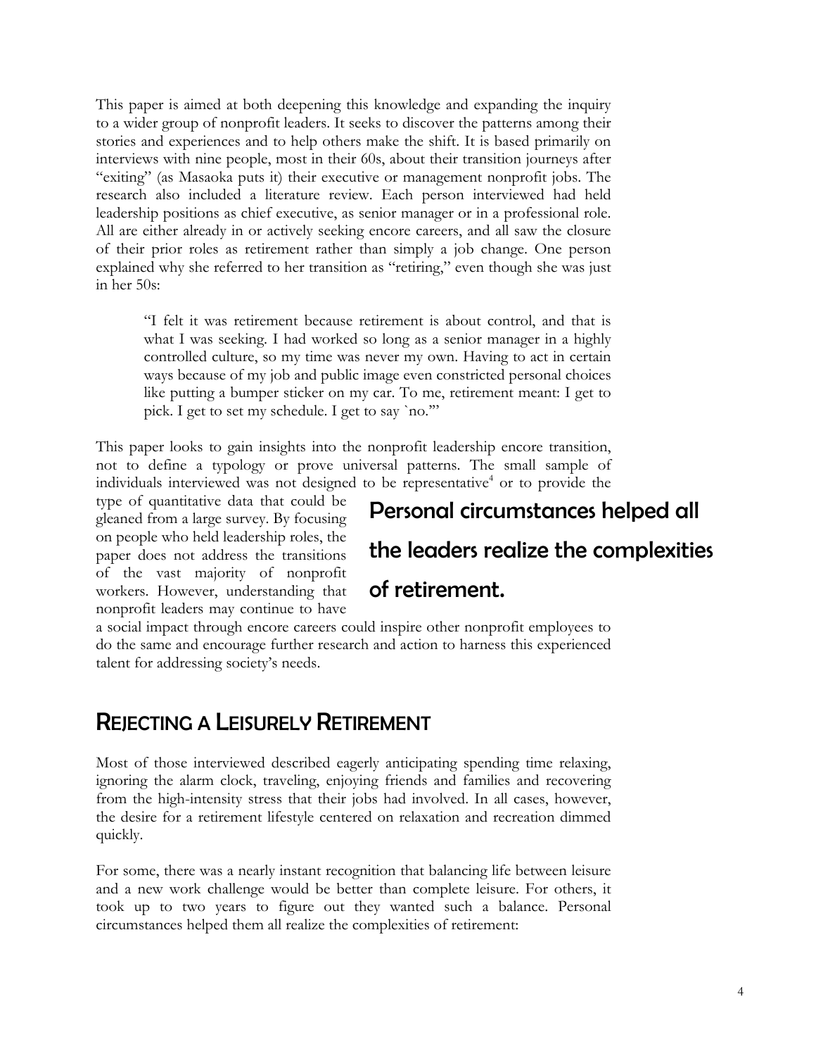This paper is aimed at both deepening this knowledge and expanding the inquiry to a wider group of nonprofit leaders. It seeks to discover the patterns among their stories and experiences and to help others make the shift. It is based primarily on interviews with nine people, most in their 60s, about their transition journeys after "exiting" (as Masaoka puts it) their executive or management nonprofit jobs. The research also included a literature review. Each person interviewed had held leadership positions as chief executive, as senior manager or in a professional role. All are either already in or actively seeking encore careers, and all saw the closure of their prior roles as retirement rather than simply a job change. One person explained why she referred to her transition as "retiring," even though she was just in her 50s:

> "I felt it was retirement because retirement is about control, and that is what I was seeking. I had worked so long as a senior manager in a highly controlled culture, so my time was never my own. Having to act in certain ways because of my job and public image even constricted personal choices like putting a bumper sticker on my car. To me, retirement meant: I get to pick. I get to set my schedule. I get to say `no.'"

This paper looks to gain insights into the nonprofit leadership encore transition, not to define a typology or prove universal patterns. The small sample of individuals interviewed was not designed to be representative[4] or to provide the type of quantitative data that could be gleaned from a large survey. By focusing on people who held leadership roles, the paper does not address the transitions of the vast majority of nonprofit workers. However, understanding that nonprofit leaders may continue to have a social impact through encore careers could inspire other nonprofit employees to do the same and encourage further research and action to harness this experienced talent for addressing society's needs.

> **Personal circumstances helped all the leaders realize the complexities of retirement.**

## Rejecting a Leisurely Retirement

Most of those interviewed described eagerly anticipating spending time relaxing, ignoring the alarm clock, traveling, enjoying friends and families and recovering from the high-intensity stress that their jobs had involved. In all cases, however, the desire for a retirement lifestyle centered on relaxation and recreation dimmed quickly.

For some, there was a nearly instant recognition that balancing life between leisure and a new work challenge would be better than complete leisure. For others, it took up to two years to figure out they wanted such a balance. Personal circumstances helped them all realize the complexities of retirement: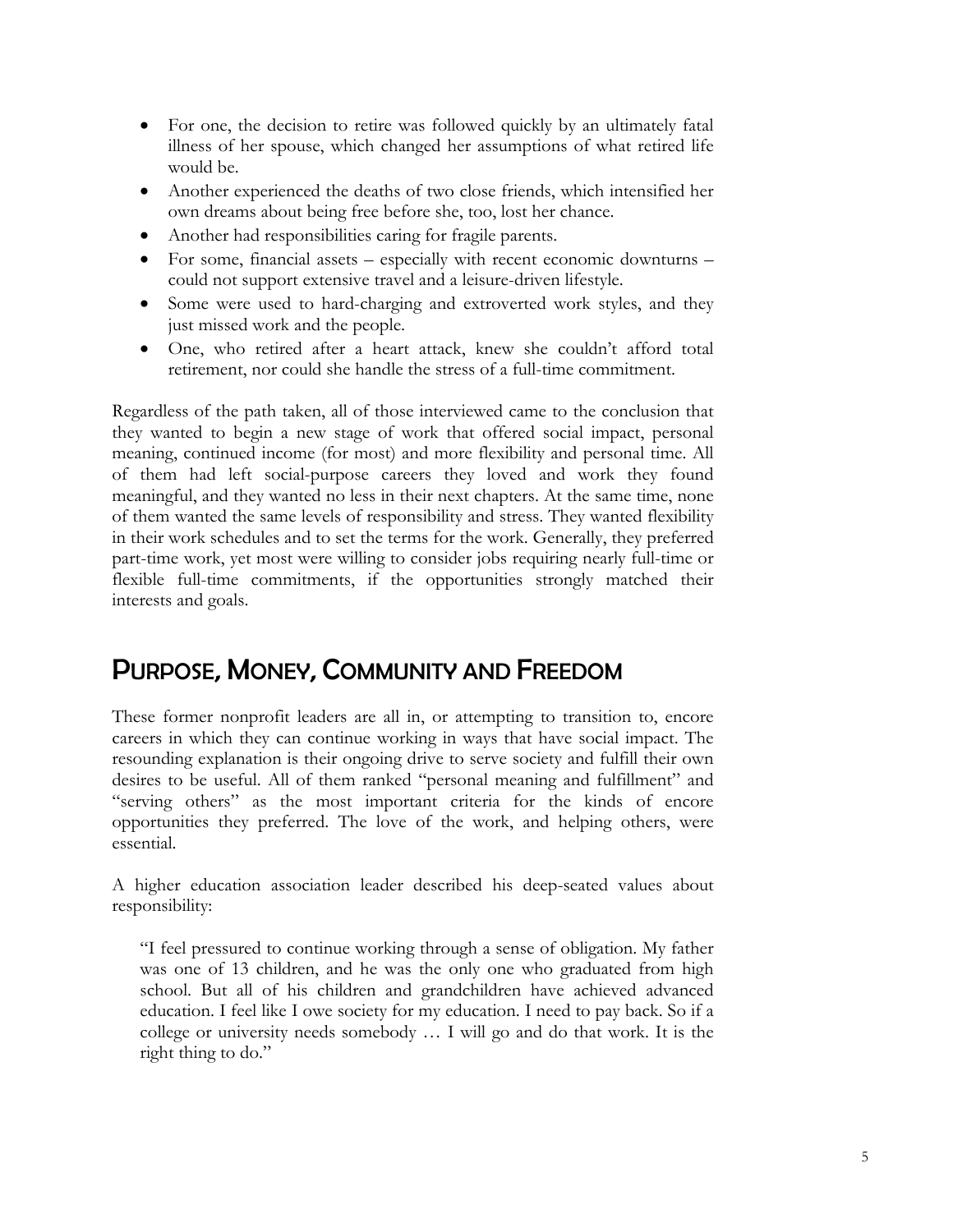- For one, the decision to retire was followed quickly by an ultimately fatal illness of her spouse, which changed her assumptions of what retired life would be.
- Another experienced the deaths of two close friends, which intensified her own dreams about being free before she, too, lost her chance.
- Another had responsibilities caring for fragile parents.
- For some, financial assets – especially with recent economic downturns – could not support extensive travel and a leisure-driven lifestyle.
- Some were used to hard-charging and extroverted work styles, and they just missed work and the people.
- One, who retired after a heart attack, knew she couldn't afford total retirement, nor could she handle the stress of a full-time commitment.

Regardless of the path taken, all of those interviewed came to the conclusion that they wanted to begin a new stage of work that offered social impact, personal meaning, continued income (for most) and more flexibility and personal time. All of them had left social-purpose careers they loved and work they found meaningful, and they wanted no less in their next chapters. At the same time, none of them wanted the same levels of responsibility and stress. They wanted flexibility in their work schedules and to set the terms for the work. Generally, they preferred part-time work, yet most were willing to consider jobs requiring nearly full-time or flexible full-time commitments, if the opportunities strongly matched their interests and goals.

## Purpose, Money, Community and Freedom

These former nonprofit leaders are all in, or attempting to transition to, encore careers in which they can continue working in ways that have social impact. The resounding explanation is their ongoing drive to serve society and fulfill their own desires to be useful. All of them ranked "personal meaning and fulfillment" and "serving others" as the most important criteria for the kinds of encore opportunities they preferred. The love of the work, and helping others, were essential.

A higher education association leader described his deep-seated values about responsibility:

> "I feel pressured to continue working through a sense of obligation. My father was one of 13 children, and he was the only one who graduated from high school. But all of his children and grandchildren have achieved advanced education. I feel like I owe society for my education. I need to pay back. So if a college or university needs somebody … I will go and do that work. It is the right thing to do."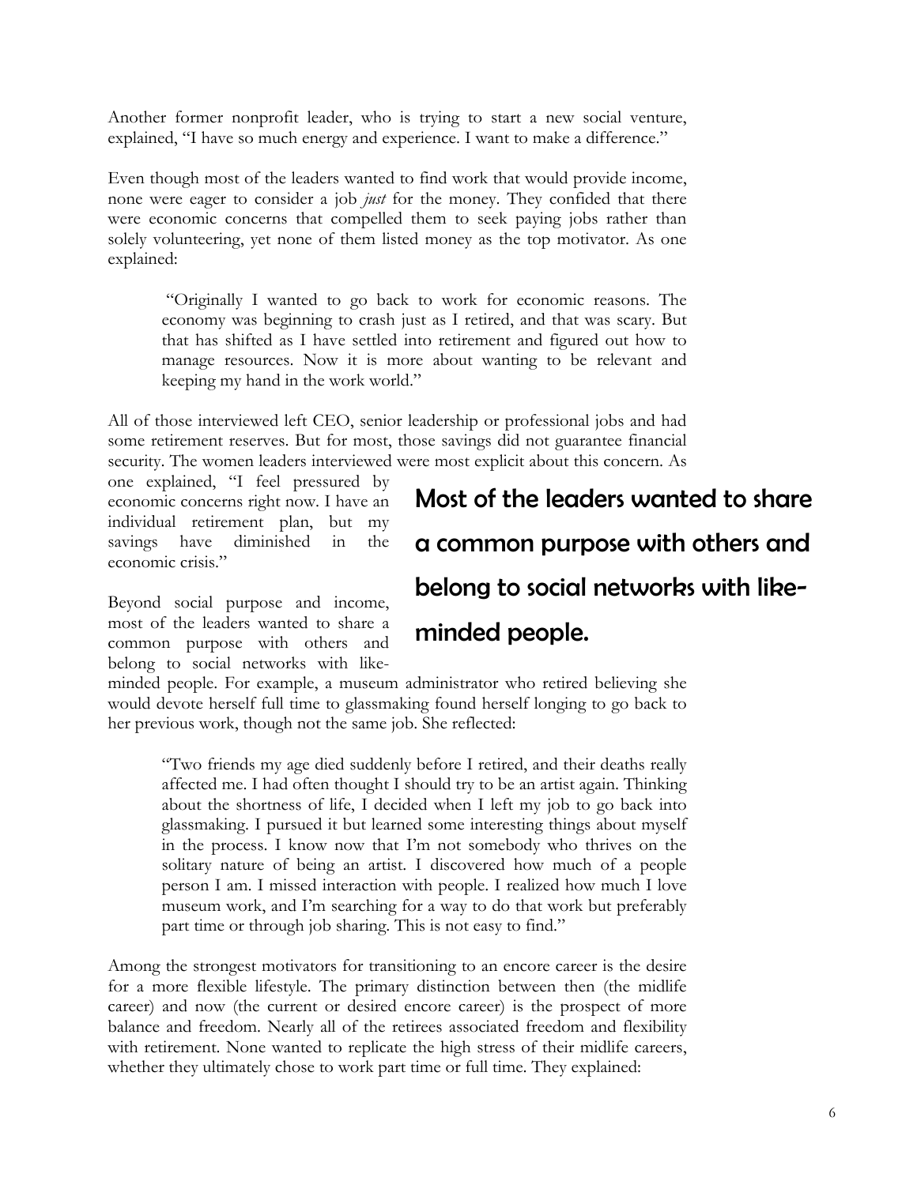Another former nonprofit leader, who is trying to start a new social venture, explained, "I have so much energy and experience. I want to make a difference."

Even though most of the leaders wanted to find work that would provide income, none were eager to consider a job *just* for the money. They confided that there were economic concerns that compelled them to seek paying jobs rather than solely volunteering, yet none of them listed money as the top motivator. As one explained:

> "Originally I wanted to go back to work for economic reasons. The economy was beginning to crash just as I retired, and that was scary. But that has shifted as I have settled into retirement and figured out how to manage resources. Now it is more about wanting to be relevant and keeping my hand in the work world."

All of those interviewed left CEO, senior leadership or professional jobs and had some retirement reserves. But for most, those savings did not guarantee financial security. The women leaders interviewed were most explicit about this concern. As one explained, "I feel pressured by economic concerns right now. I have an individual retirement plan, but my savings have diminished in the economic crisis."

**Most of the leaders wanted to share a common purpose with others and belong to social networks with like-minded people.**

Beyond social purpose and income, most of the leaders wanted to share a common purpose with others and belong to social networks with like-minded people. For example, a museum administrator who retired believing she would devote herself full time to glassmaking found herself longing to go back to her previous work, though not the same job. She reflected:

> "Two friends my age died suddenly before I retired, and their deaths really affected me. I had often thought I should try to be an artist again. Thinking about the shortness of life, I decided when I left my job to go back into glassmaking. I pursued it but learned some interesting things about myself in the process. I know now that I'm not somebody who thrives on the solitary nature of being an artist. I discovered how much of a people person I am. I missed interaction with people. I realized how much I love museum work, and I'm searching for a way to do that work but preferably part time or through job sharing. This is not easy to find."

Among the strongest motivators for transitioning to an encore career is the desire for a more flexible lifestyle. The primary distinction between then (the midlife career) and now (the current or desired encore career) is the prospect of more balance and freedom. Nearly all of the retirees associated freedom and flexibility with retirement. None wanted to replicate the high stress of their midlife careers, whether they ultimately chose to work part time or full time. They explained: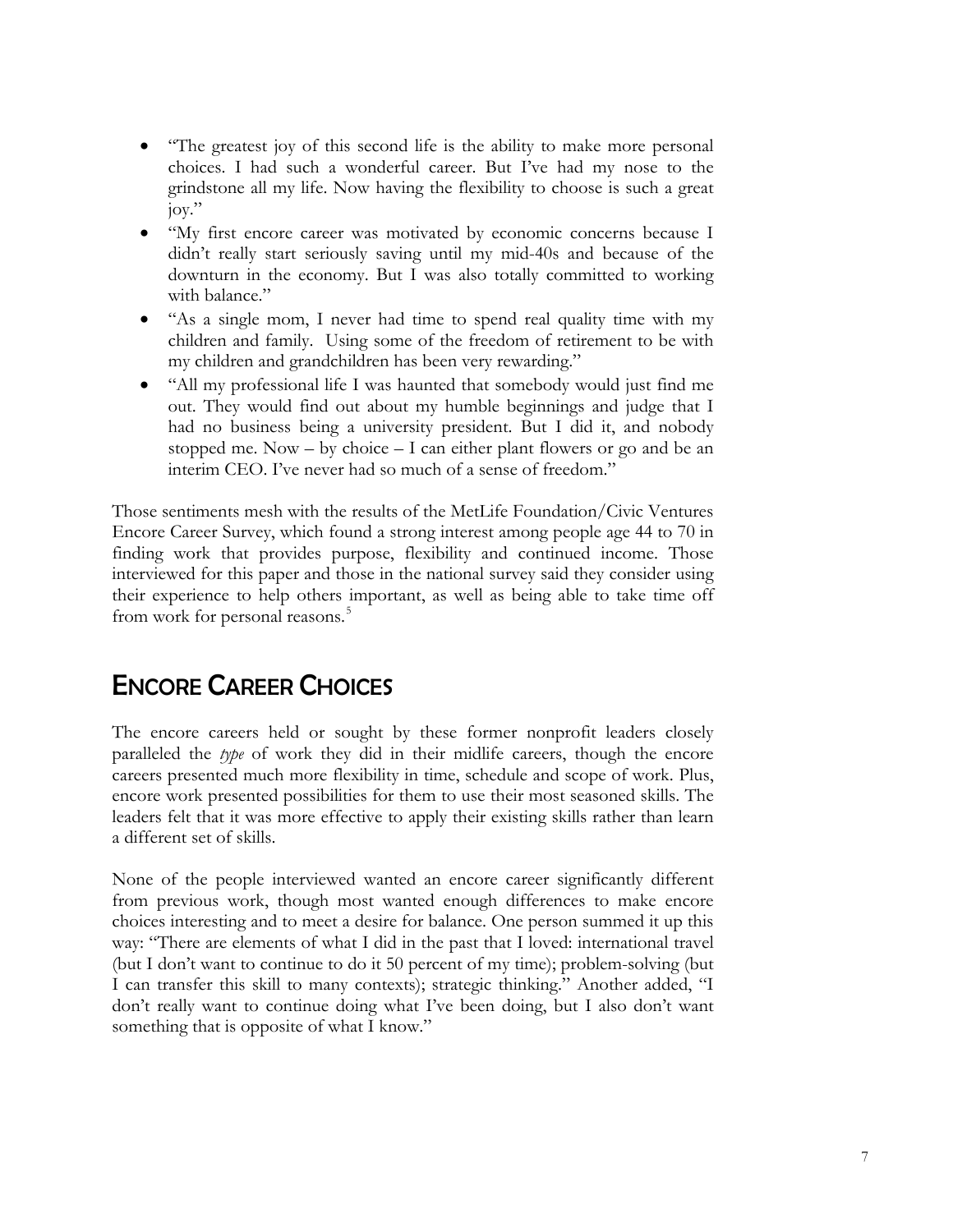- "The greatest joy of this second life is the ability to make more personal choices. I had such a wonderful career. But I've had my nose to the grindstone all my life. Now having the flexibility to choose is such a great joy."
- "My first encore career was motivated by economic concerns because I didn't really start seriously saving until my mid-40s and because of the downturn in the economy. But I was also totally committed to working with balance."
- "As a single mom, I never had time to spend real quality time with my children and family. Using some of the freedom of retirement to be with my children and grandchildren has been very rewarding."
- "All my professional life I was haunted that somebody would just find me out. They would find out about my humble beginnings and judge that I had no business being a university president. But I did it, and nobody stopped me. Now – by choice – I can either plant flowers or go and be an interim CEO. I've never had so much of a sense of freedom."

Those sentiments mesh with the results of the MetLife Foundation/Civic Ventures Encore Career Survey, which found a strong interest among people age 44 to 70 in finding work that provides purpose, flexibility and continued income. Those interviewed for this paper and those in the national survey said they consider using their experience to help others important, as well as being able to take time off from work for personal reasons.[5]

## Encore Career Choices

The encore careers held or sought by these former nonprofit leaders closely paralleled the *type* of work they did in their midlife careers, though the encore careers presented much more flexibility in time, schedule and scope of work. Plus, encore work presented possibilities for them to use their most seasoned skills. The leaders felt that it was more effective to apply their existing skills rather than learn a different set of skills.

None of the people interviewed wanted an encore career significantly different from previous work, though most wanted enough differences to make encore choices interesting and to meet a desire for balance. One person summed it up this way: "There are elements of what I did in the past that I loved: international travel (but I don't want to continue to do it 50 percent of my time); problem-solving (but I can transfer this skill to many contexts); strategic thinking." Another added, "I don't really want to continue doing what I've been doing, but I also don't want something that is opposite of what I know."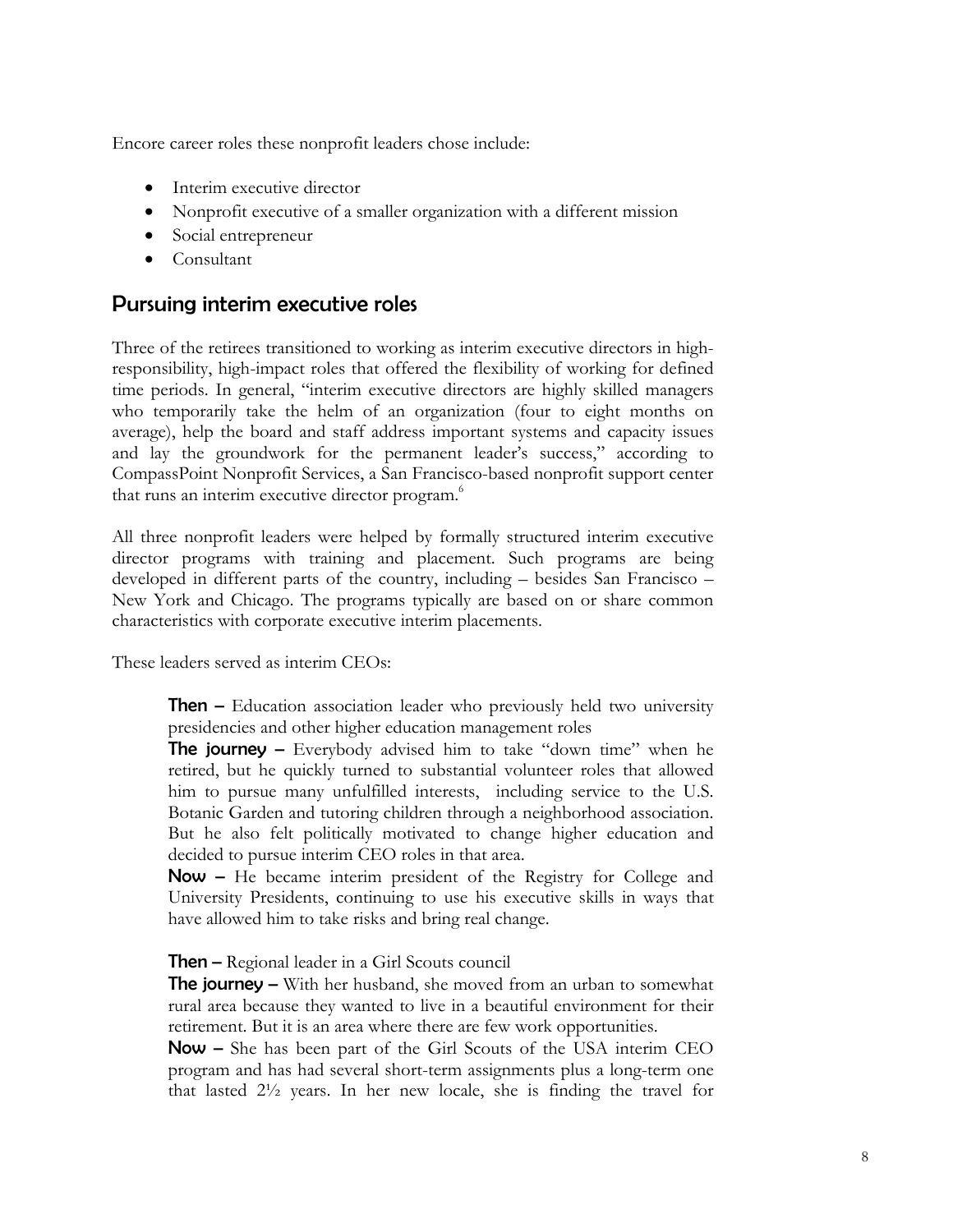Encore career roles these nonprofit leaders chose include:

- Interim executive director
- Nonprofit executive of a smaller organization with a different mission
- Social entrepreneur
- Consultant

## Pursuing interim executive roles

Three of the retirees transitioned to working as interim executive directors in high-responsibility, high-impact roles that offered the flexibility of working for defined time periods. In general, "interim executive directors are highly skilled managers who temporarily take the helm of an organization (four to eight months on average), help the board and staff address important systems and capacity issues and lay the groundwork for the permanent leader's success," according to CompassPoint Nonprofit Services, a San Francisco-based nonprofit support center that runs an interim executive director program.[6]

All three nonprofit leaders were helped by formally structured interim executive director programs with training and placement. Such programs are being developed in different parts of the country, including – besides San Francisco – New York and Chicago. The programs typically are based on or share common characteristics with corporate executive interim placements.

These leaders served as interim CEOs:

> **Then –** Education association leader who previously held two university presidencies and other higher education management roles
> **The journey –** Everybody advised him to take "down time" when he retired, but he quickly turned to substantial volunteer roles that allowed him to pursue many unfulfilled interests, including service to the U.S. Botanic Garden and tutoring children through a neighborhood association. But he also felt politically motivated to change higher education and decided to pursue interim CEO roles in that area.
> **Now –** He became interim president of the Registry for College and University Presidents, continuing to use his executive skills in ways that have allowed him to take risks and bring real change.

> **Then –** Regional leader in a Girl Scouts council
> **The journey –** With her husband, she moved from an urban to somewhat rural area because they wanted to live in a beautiful environment for their retirement. But it is an area where there are few work opportunities.
> **Now –** She has been part of the Girl Scouts of the USA interim CEO program and has had several short-term assignments plus a long-term one that lasted 2½ years. In her new locale, she is finding the travel for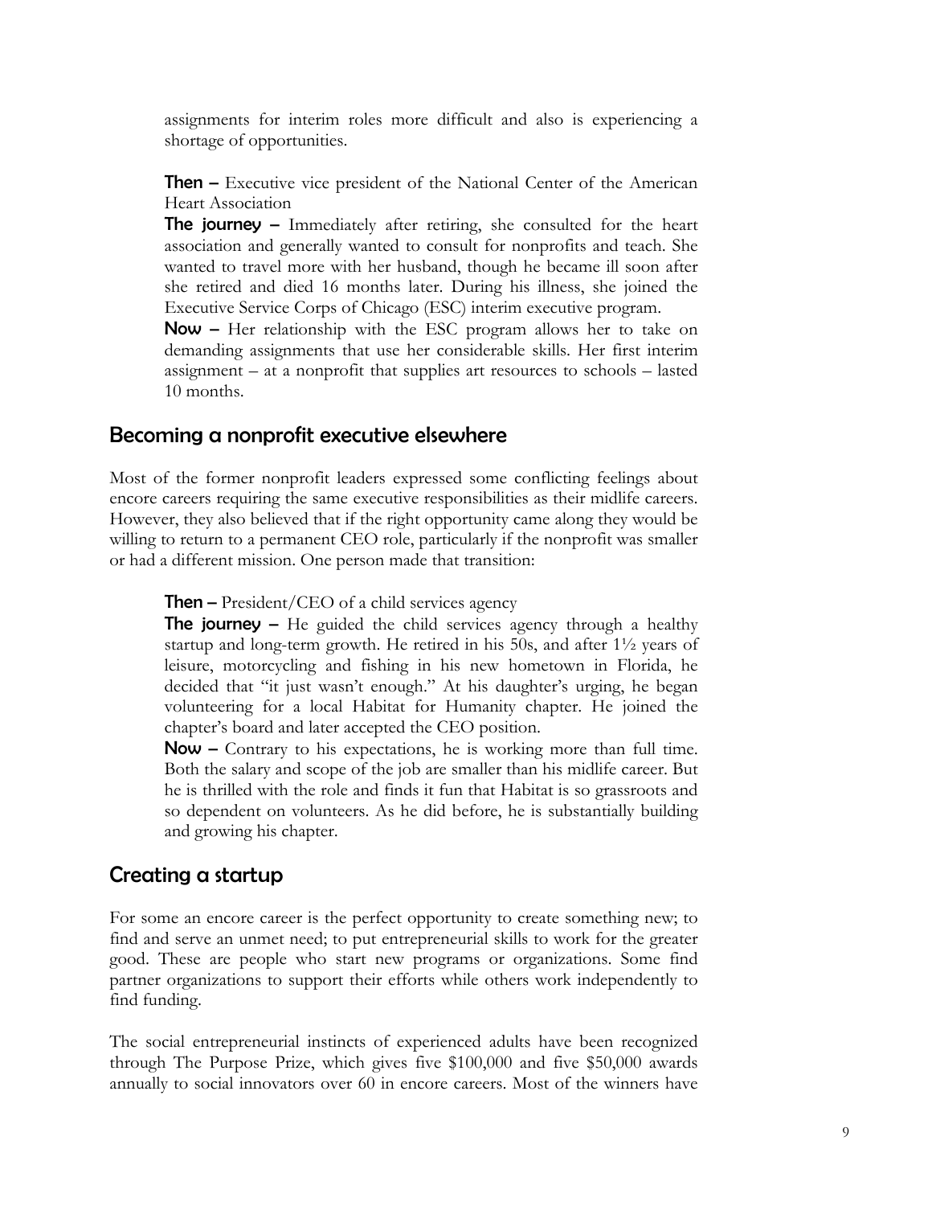assignments for interim roles more difficult and also is experiencing a shortage of opportunities.

**Then –** Executive vice president of the National Center of the American Heart Association

**The journey –** Immediately after retiring, she consulted for the heart association and generally wanted to consult for nonprofits and teach. She wanted to travel more with her husband, though he became ill soon after she retired and died 16 months later. During his illness, she joined the Executive Service Corps of Chicago (ESC) interim executive program.

**Now –** Her relationship with the ESC program allows her to take on demanding assignments that use her considerable skills. Her first interim assignment – at a nonprofit that supplies art resources to schools – lasted 10 months.

## Becoming a nonprofit executive elsewhere

Most of the former nonprofit leaders expressed some conflicting feelings about encore careers requiring the same executive responsibilities as their midlife careers. However, they also believed that if the right opportunity came along they would be willing to return to a permanent CEO role, particularly if the nonprofit was smaller or had a different mission. One person made that transition:

**Then –** President/CEO of a child services agency

**The journey –** He guided the child services agency through a healthy startup and long-term growth. He retired in his 50s, and after 1½ years of leisure, motorcycling and fishing in his new hometown in Florida, he decided that "it just wasn't enough." At his daughter's urging, he began volunteering for a local Habitat for Humanity chapter. He joined the chapter's board and later accepted the CEO position.

**Now –** Contrary to his expectations, he is working more than full time. Both the salary and scope of the job are smaller than his midlife career. But he is thrilled with the role and finds it fun that Habitat is so grassroots and so dependent on volunteers. As he did before, he is substantially building and growing his chapter.

## Creating a startup

For some an encore career is the perfect opportunity to create something new; to find and serve an unmet need; to put entrepreneurial skills to work for the greater good. These are people who start new programs or organizations. Some find partner organizations to support their efforts while others work independently to find funding.

The social entrepreneurial instincts of experienced adults have been recognized through The Purpose Prize, which gives five $100,000 and five $50,000 awards annually to social innovators over 60 in encore careers. Most of the winners have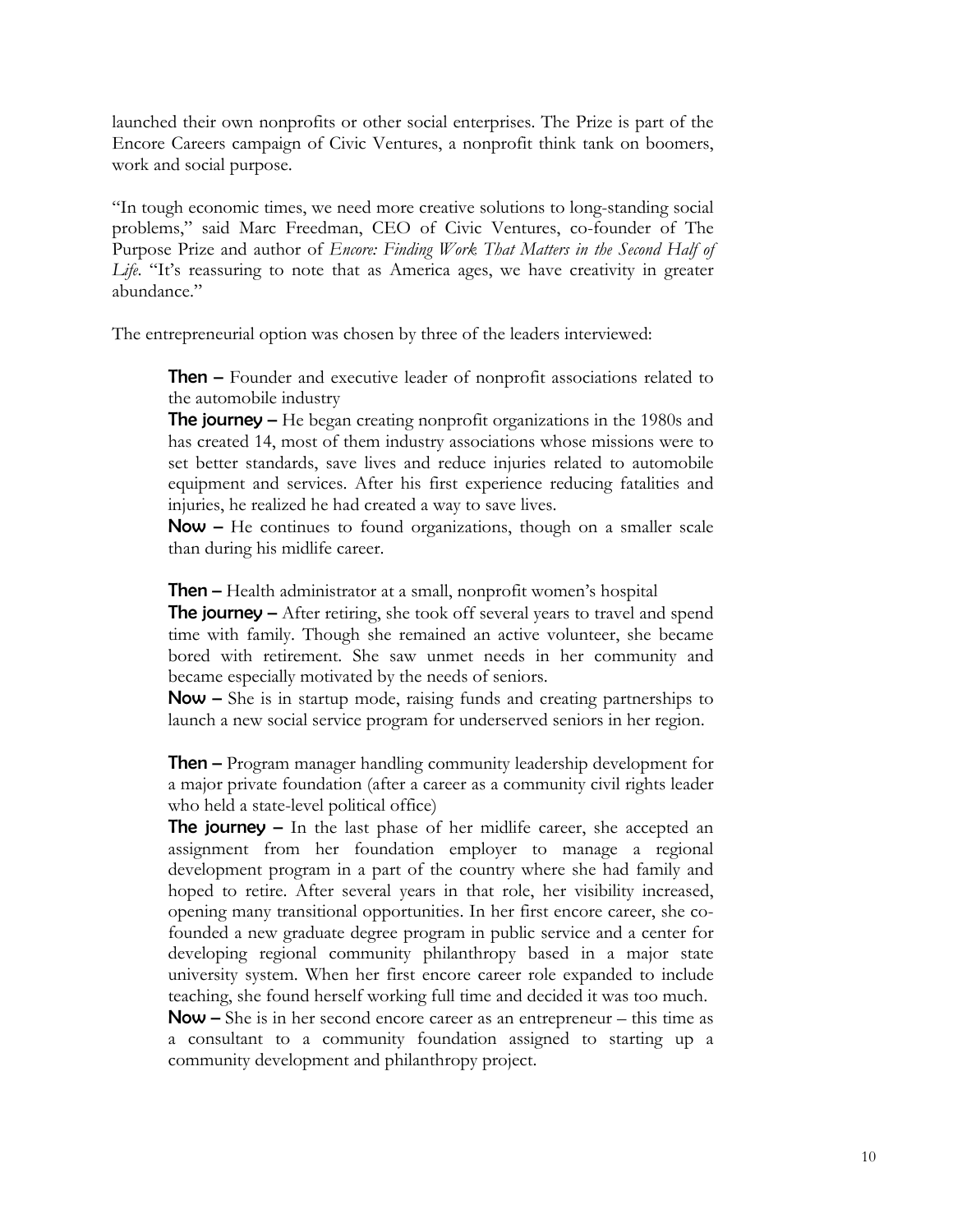launched their own nonprofits or other social enterprises. The Prize is part of the Encore Careers campaign of Civic Ventures, a nonprofit think tank on boomers, work and social purpose.

"In tough economic times, we need more creative solutions to long-standing social problems," said Marc Freedman, CEO of Civic Ventures, co-founder of The Purpose Prize and author of *Encore: Finding Work That Matters in the Second Half of Life*. "It's reassuring to note that as America ages, we have creativity in greater abundance."

The entrepreneurial option was chosen by three of the leaders interviewed:

> **Then –** Founder and executive leader of nonprofit associations related to the automobile industry
> **The journey –** He began creating nonprofit organizations in the 1980s and has created 14, most of them industry associations whose missions were to set better standards, save lives and reduce injuries related to automobile equipment and services. After his first experience reducing fatalities and injuries, he realized he had created a way to save lives.
> **Now –** He continues to found organizations, though on a smaller scale than during his midlife career.

> **Then –** Health administrator at a small, nonprofit women's hospital
> **The journey –** After retiring, she took off several years to travel and spend time with family. Though she remained an active volunteer, she became bored with retirement. She saw unmet needs in her community and became especially motivated by the needs of seniors.
> **Now –** She is in startup mode, raising funds and creating partnerships to launch a new social service program for underserved seniors in her region.

> **Then –** Program manager handling community leadership development for a major private foundation (after a career as a community civil rights leader who held a state-level political office)
> **The journey –** In the last phase of her midlife career, she accepted an assignment from her foundation employer to manage a regional development program in a part of the country where she had family and hoped to retire. After several years in that role, her visibility increased, opening many transitional opportunities. In her first encore career, she co-founded a new graduate degree program in public service and a center for developing regional community philanthropy based in a major state university system. When her first encore career role expanded to include teaching, she found herself working full time and decided it was too much.
> **Now –** She is in her second encore career as an entrepreneur – this time as a consultant to a community foundation assigned to starting up a community development and philanthropy project.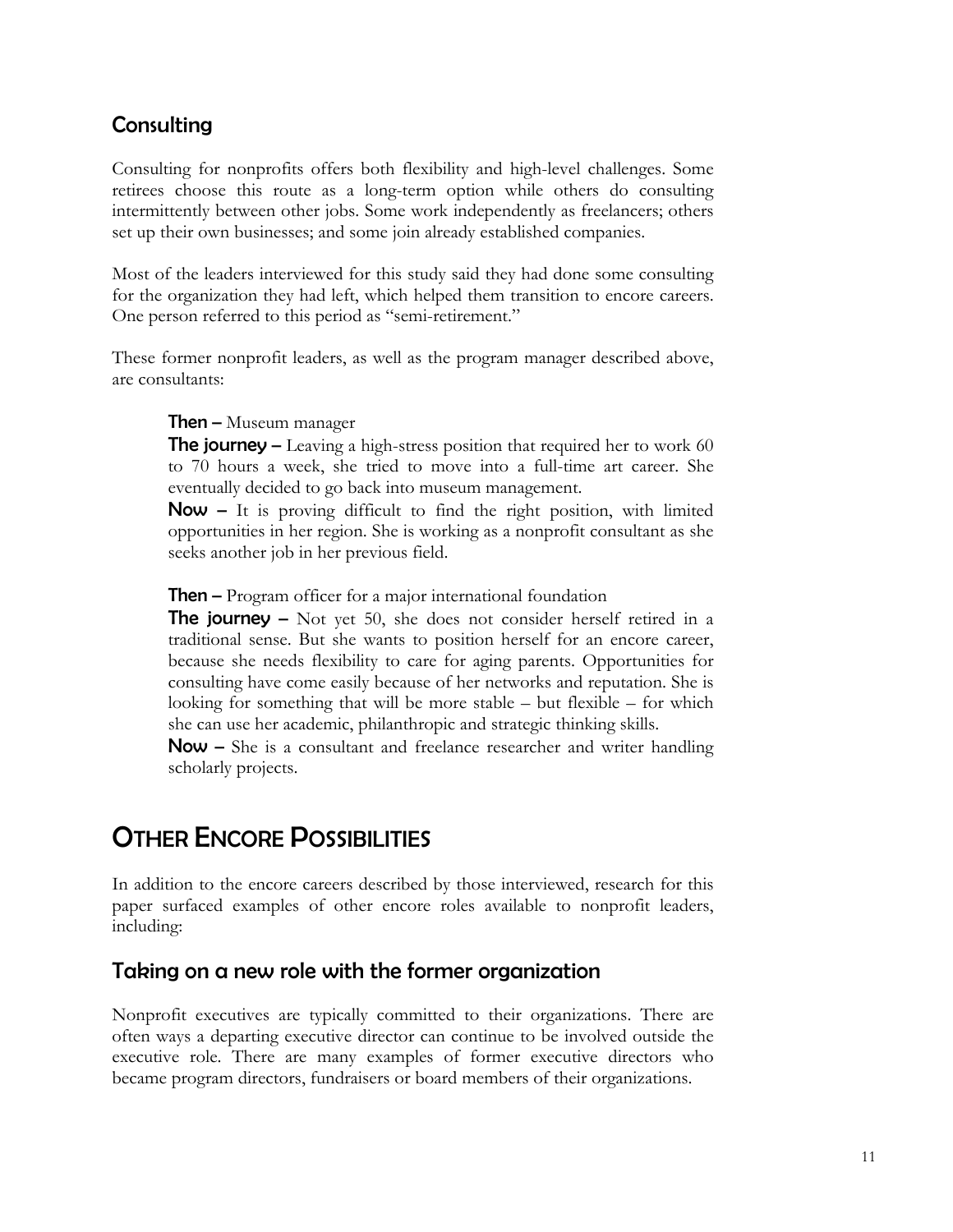## Consulting

Consulting for nonprofits offers both flexibility and high-level challenges. Some retirees choose this route as a long-term option while others do consulting intermittently between other jobs. Some work independently as freelancers; others set up their own businesses; and some join already established companies.

Most of the leaders interviewed for this study said they had done some consulting for the organization they had left, which helped them transition to encore careers. One person referred to this period as "semi-retirement."

These former nonprofit leaders, as well as the program manager described above, are consultants:

> **Then –** Museum manager
>
> **The journey –** Leaving a high-stress position that required her to work 60 to 70 hours a week, she tried to move into a full-time art career. She eventually decided to go back into museum management.
>
> **Now –** It is proving difficult to find the right position, with limited opportunities in her region. She is working as a nonprofit consultant as she seeks another job in her previous field.

> **Then –** Program officer for a major international foundation
>
> **The journey –** Not yet 50, she does not consider herself retired in a traditional sense. But she wants to position herself for an encore career, because she needs flexibility to care for aging parents. Opportunities for consulting have come easily because of her networks and reputation. She is looking for something that will be more stable – but flexible – for which she can use her academic, philanthropic and strategic thinking skills.
>
> **Now –** She is a consultant and freelance researcher and writer handling scholarly projects.

# Other Encore Possibilities

In addition to the encore careers described by those interviewed, research for this paper surfaced examples of other encore roles available to nonprofit leaders, including:

## Taking on a new role with the former organization

Nonprofit executives are typically committed to their organizations. There are often ways a departing executive director can continue to be involved outside the executive role. There are many examples of former executive directors who became program directors, fundraisers or board members of their organizations.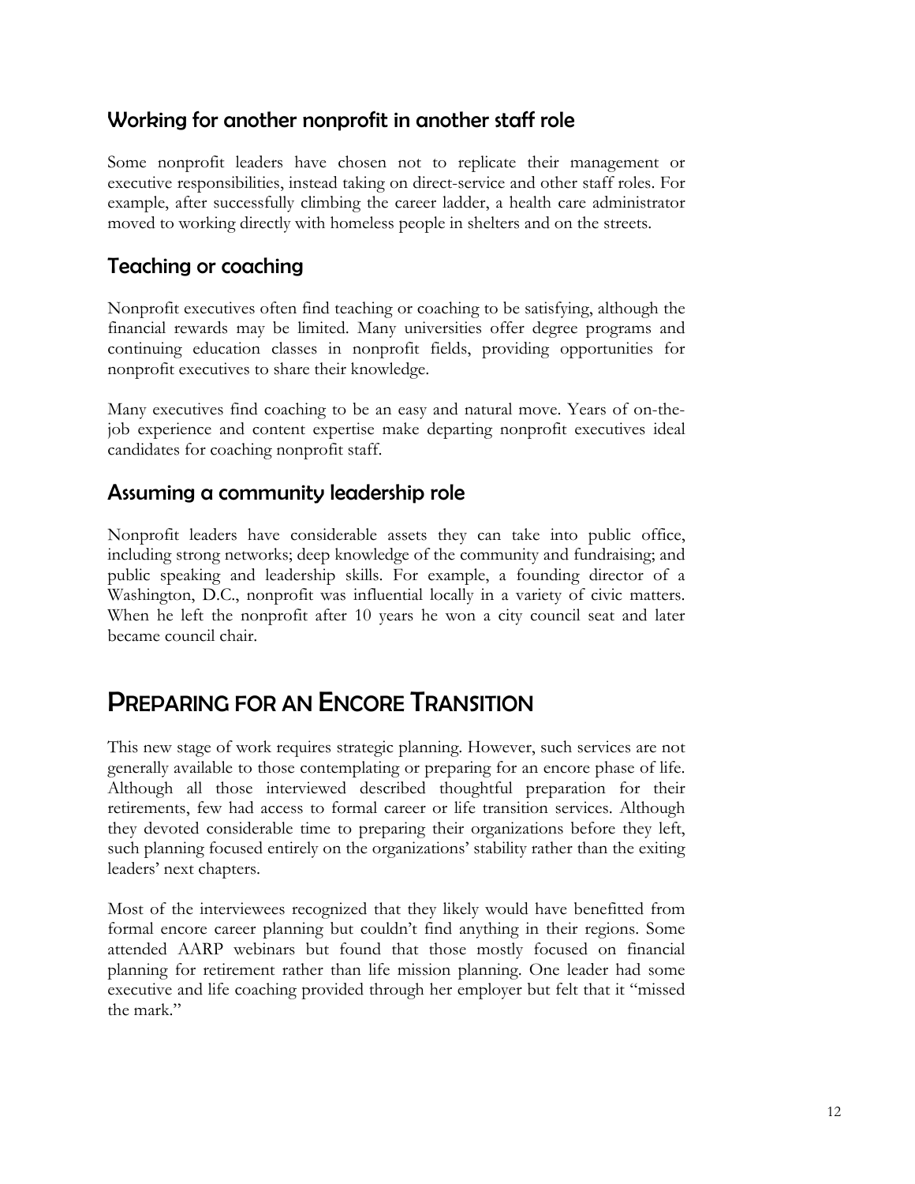### Working for another nonprofit in another staff role

Some nonprofit leaders have chosen not to replicate their management or executive responsibilities, instead taking on direct-service and other staff roles. For example, after successfully climbing the career ladder, a health care administrator moved to working directly with homeless people in shelters and on the streets.

### Teaching or coaching

Nonprofit executives often find teaching or coaching to be satisfying, although the financial rewards may be limited. Many universities offer degree programs and continuing education classes in nonprofit fields, providing opportunities for nonprofit executives to share their knowledge.

Many executives find coaching to be an easy and natural move. Years of on-the-job experience and content expertise make departing nonprofit executives ideal candidates for coaching nonprofit staff.

### Assuming a community leadership role

Nonprofit leaders have considerable assets they can take into public office, including strong networks; deep knowledge of the community and fundraising; and public speaking and leadership skills. For example, a founding director of a Washington, D.C., nonprofit was influential locally in a variety of civic matters. When he left the nonprofit after 10 years he won a city council seat and later became council chair.

## Preparing for an Encore Transition

This new stage of work requires strategic planning. However, such services are not generally available to those contemplating or preparing for an encore phase of life. Although all those interviewed described thoughtful preparation for their retirements, few had access to formal career or life transition services. Although they devoted considerable time to preparing their organizations before they left, such planning focused entirely on the organizations' stability rather than the exiting leaders' next chapters.

Most of the interviewees recognized that they likely would have benefitted from formal encore career planning but couldn't find anything in their regions. Some attended AARP webinars but found that those mostly focused on financial planning for retirement rather than life mission planning. One leader had some executive and life coaching provided through her employer but felt that it "missed the mark."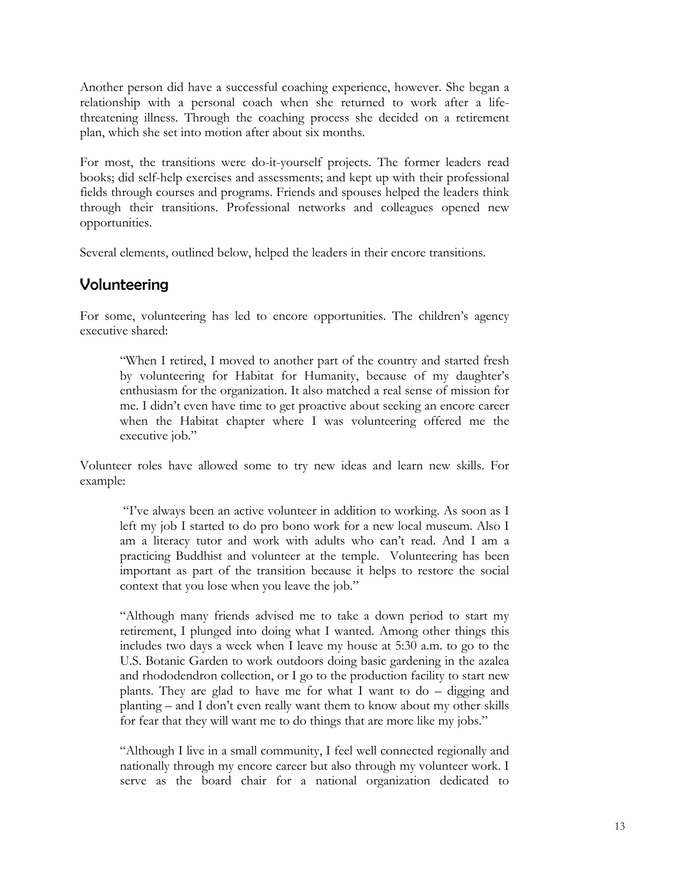Another person did have a successful coaching experience, however. She began a relationship with a personal coach when she returned to work after a life-threatening illness. Through the coaching process she decided on a retirement plan, which she set into motion after about six months.

For most, the transitions were do-it-yourself projects. The former leaders read books; did self-help exercises and assessments; and kept up with their professional fields through courses and programs. Friends and spouses helped the leaders think through their transitions. Professional networks and colleagues opened new opportunities.

Several elements, outlined below, helped the leaders in their encore transitions.

## Volunteering

For some, volunteering has led to encore opportunities. The children's agency executive shared:

> "When I retired, I moved to another part of the country and started fresh by volunteering for Habitat for Humanity, because of my daughter's enthusiasm for the organization. It also matched a real sense of mission for me. I didn't even have time to get proactive about seeking an encore career when the Habitat chapter where I was volunteering offered me the executive job."

Volunteer roles have allowed some to try new ideas and learn new skills. For example:

> "I've always been an active volunteer in addition to working. As soon as I left my job I started to do pro bono work for a new local museum. Also I am a literacy tutor and work with adults who can't read. And I am a practicing Buddhist and volunteer at the temple. Volunteering has been important as part of the transition because it helps to restore the social context that you lose when you leave the job."

> "Although many friends advised me to take a down period to start my retirement, I plunged into doing what I wanted. Among other things this includes two days a week when I leave my house at 5:30 a.m. to go to the U.S. Botanic Garden to work outdoors doing basic gardening in the azalea and rhododendron collection, or I go to the production facility to start new plants. They are glad to have me for what I want to do – digging and planting – and I don't even really want them to know about my other skills for fear that they will want me to do things that are more like my jobs."

> "Although I live in a small community, I feel well connected regionally and nationally through my encore career but also through my volunteer work. I serve as the board chair for a national organization dedicated to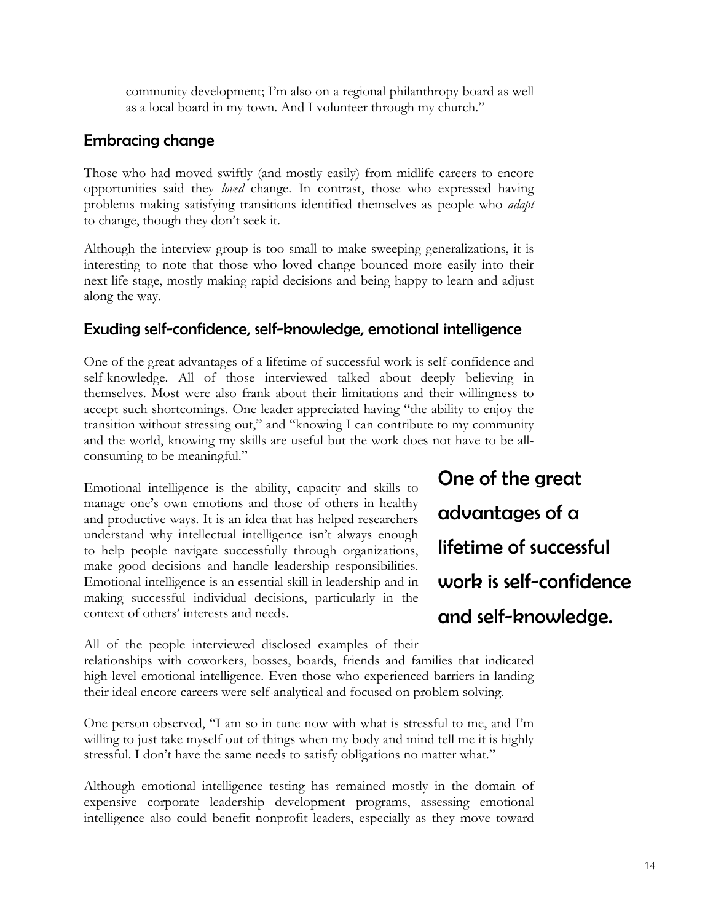community development; I'm also on a regional philanthropy board as well as a local board in my town. And I volunteer through my church."

## Embracing change

Those who had moved swiftly (and mostly easily) from midlife careers to encore opportunities said they *loved* change. In contrast, those who expressed having problems making satisfying transitions identified themselves as people who *adapt* to change, though they don't seek it.

Although the interview group is too small to make sweeping generalizations, it is interesting to note that those who loved change bounced more easily into their next life stage, mostly making rapid decisions and being happy to learn and adjust along the way.

## Exuding self-confidence, self-knowledge, emotional intelligence

One of the great advantages of a lifetime of successful work is self-confidence and self-knowledge. All of those interviewed talked about deeply believing in themselves. Most were also frank about their limitations and their willingness to accept such shortcomings. One leader appreciated having "the ability to enjoy the transition without stressing out," and "knowing I can contribute to my community and the world, knowing my skills are useful but the work does not have to be all-consuming to be meaningful."

Emotional intelligence is the ability, capacity and skills to manage one's own emotions and those of others in healthy and productive ways. It is an idea that has helped researchers understand why intellectual intelligence isn't always enough to help people navigate successfully through organizations, make good decisions and handle leadership responsibilities. Emotional intelligence is an essential skill in leadership and in making successful individual decisions, particularly in the context of others' interests and needs.

**One of the great advantages of a lifetime of successful work is self-confidence and self-knowledge.**

All of the people interviewed disclosed examples of their relationships with coworkers, bosses, boards, friends and families that indicated high-level emotional intelligence. Even those who experienced barriers in landing their ideal encore careers were self-analytical and focused on problem solving.

One person observed, "I am so in tune now with what is stressful to me, and I'm willing to just take myself out of things when my body and mind tell me it is highly stressful. I don't have the same needs to satisfy obligations no matter what."

Although emotional intelligence testing has remained mostly in the domain of expensive corporate leadership development programs, assessing emotional intelligence also could benefit nonprofit leaders, especially as they move toward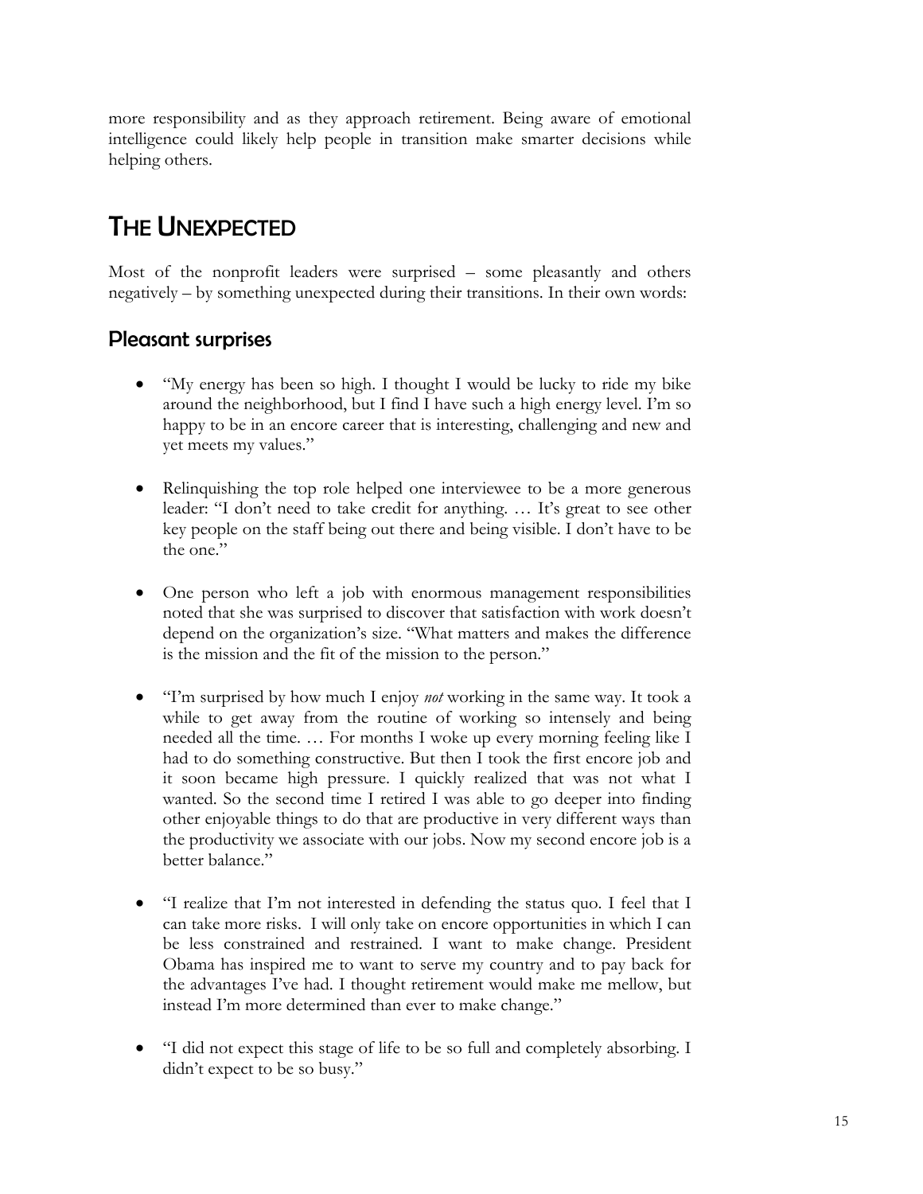more responsibility and as they approach retirement. Being aware of emotional intelligence could likely help people in transition make smarter decisions while helping others.

# THE UNEXPECTED

Most of the nonprofit leaders were surprised – some pleasantly and others negatively – by something unexpected during their transitions. In their own words:

## Pleasant surprises

- "My energy has been so high. I thought I would be lucky to ride my bike around the neighborhood, but I find I have such a high energy level. I'm so happy to be in an encore career that is interesting, challenging and new and yet meets my values."

- Relinquishing the top role helped one interviewee to be a more generous leader: "I don't need to take credit for anything. … It's great to see other key people on the staff being out there and being visible. I don't have to be the one."

- One person who left a job with enormous management responsibilities noted that she was surprised to discover that satisfaction with work doesn't depend on the organization's size. "What matters and makes the difference is the mission and the fit of the mission to the person."

- "I'm surprised by how much I enjoy *not* working in the same way. It took a while to get away from the routine of working so intensely and being needed all the time. … For months I woke up every morning feeling like I had to do something constructive. But then I took the first encore job and it soon became high pressure. I quickly realized that was not what I wanted. So the second time I retired I was able to go deeper into finding other enjoyable things to do that are productive in very different ways than the productivity we associate with our jobs. Now my second encore job is a better balance."

- "I realize that I'm not interested in defending the status quo. I feel that I can take more risks. I will only take on encore opportunities in which I can be less constrained and restrained. I want to make change. President Obama has inspired me to want to serve my country and to pay back for the advantages I've had. I thought retirement would make me mellow, but instead I'm more determined than ever to make change."

- "I did not expect this stage of life to be so full and completely absorbing. I didn't expect to be so busy."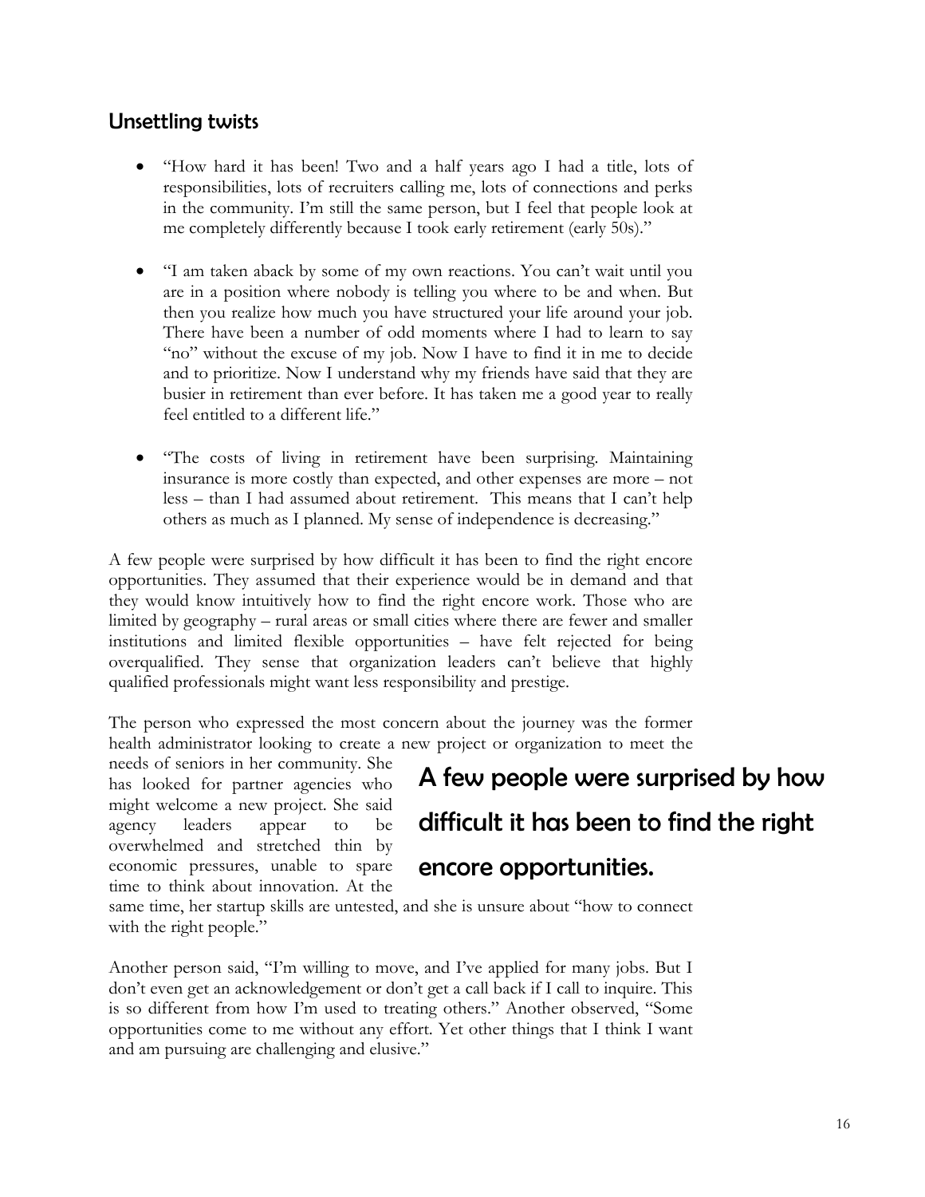## Unsettling twists

- "How hard it has been! Two and a half years ago I had a title, lots of responsibilities, lots of recruiters calling me, lots of connections and perks in the community. I'm still the same person, but I feel that people look at me completely differently because I took early retirement (early 50s)."

- "I am taken aback by some of my own reactions. You can't wait until you are in a position where nobody is telling you where to be and when. But then you realize how much you have structured your life around your job. There have been a number of odd moments where I had to learn to say "no" without the excuse of my job. Now I have to find it in me to decide and to prioritize. Now I understand why my friends have said that they are busier in retirement than ever before. It has taken me a good year to really feel entitled to a different life."

- "The costs of living in retirement have been surprising. Maintaining insurance is more costly than expected, and other expenses are more – not less – than I had assumed about retirement. This means that I can't help others as much as I planned. My sense of independence is decreasing."

A few people were surprised by how difficult it has been to find the right encore opportunities. They assumed that their experience would be in demand and that they would know intuitively how to find the right encore work. Those who are limited by geography – rural areas or small cities where there are fewer and smaller institutions and limited flexible opportunities – have felt rejected for being overqualified. They sense that organization leaders can't believe that highly qualified professionals might want less responsibility and prestige.

The person who expressed the most concern about the journey was the former health administrator looking to create a new project or organization to meet the needs of seniors in her community. She has looked for partner agencies who might welcome a new project. She said agency leaders appear to be overwhelmed and stretched thin by economic pressures, unable to spare time to think about innovation. At the same time, her startup skills are untested, and she is unsure about "how to connect with the right people."

> **A few people were surprised by how difficult it has been to find the right encore opportunities.**

Another person said, "I'm willing to move, and I've applied for many jobs. But I don't even get an acknowledgement or don't get a call back if I call to inquire. This is so different from how I'm used to treating others." Another observed, "Some opportunities come to me without any effort. Yet other things that I think I want and am pursuing are challenging and elusive."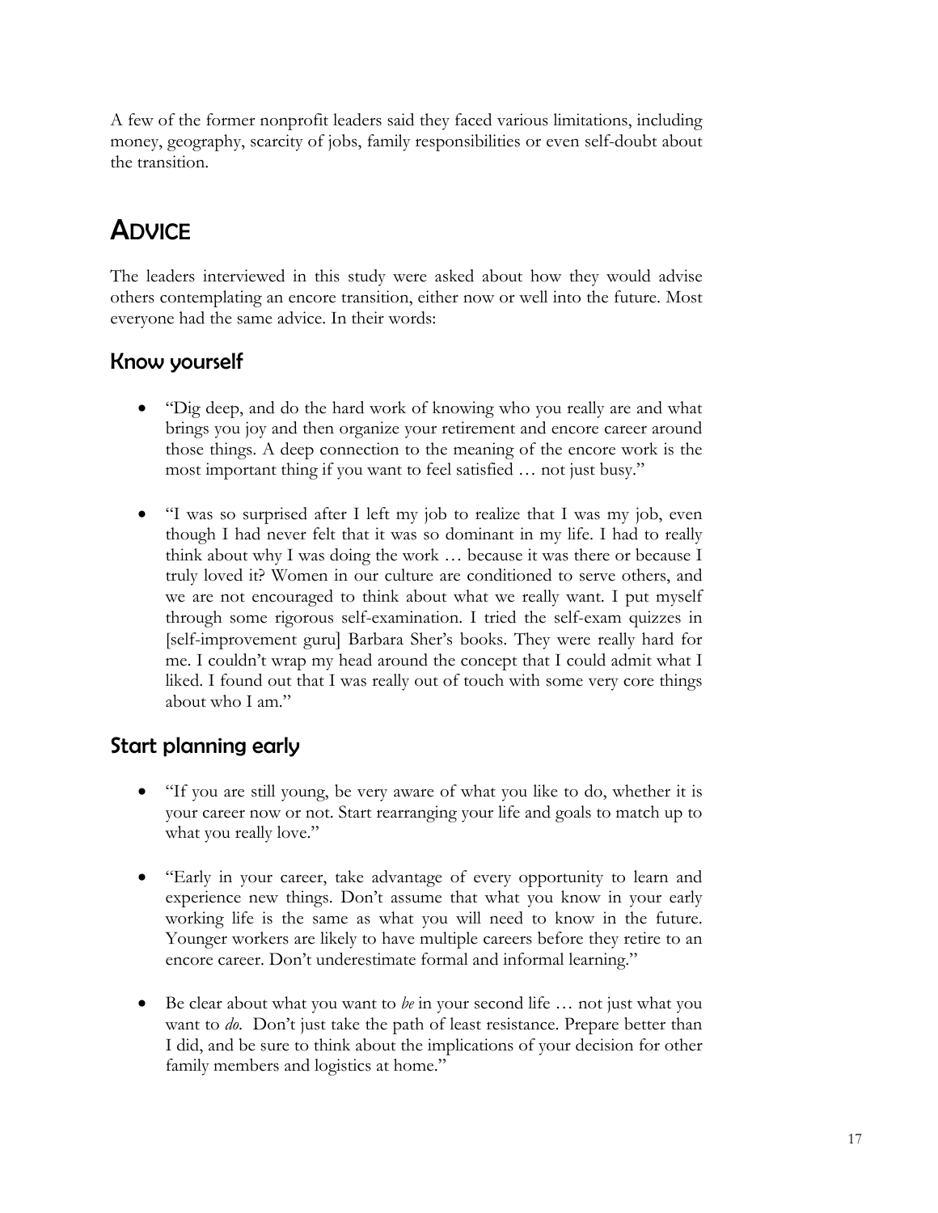A few of the former nonprofit leaders said they faced various limitations, including money, geography, scarcity of jobs, family responsibilities or even self-doubt about the transition.

# Advice

The leaders interviewed in this study were asked about how they would advise others contemplating an encore transition, either now or well into the future. Most everyone had the same advice. In their words:

## Know yourself

- "Dig deep, and do the hard work of knowing who you really are and what brings you joy and then organize your retirement and encore career around those things. A deep connection to the meaning of the encore work is the most important thing if you want to feel satisfied … not just busy."

- "I was so surprised after I left my job to realize that I was my job, even though I had never felt that it was so dominant in my life. I had to really think about why I was doing the work … because it was there or because I truly loved it? Women in our culture are conditioned to serve others, and we are not encouraged to think about what we really want. I put myself through some rigorous self-examination. I tried the self-exam quizzes in [self-improvement guru] Barbara Sher's books. They were really hard for me. I couldn't wrap my head around the concept that I could admit what I liked. I found out that I was really out of touch with some very core things about who I am."

## Start planning early

- "If you are still young, be very aware of what you like to do, whether it is your career now or not. Start rearranging your life and goals to match up to what you really love."

- "Early in your career, take advantage of every opportunity to learn and experience new things. Don't assume that what you know in your early working life is the same as what you will need to know in the future. Younger workers are likely to have multiple careers before they retire to an encore career. Don't underestimate formal and informal learning."

- Be clear about what you want to *be* in your second life … not just what you want to *do*. Don't just take the path of least resistance. Prepare better than I did, and be sure to think about the implications of your decision for other family members and logistics at home."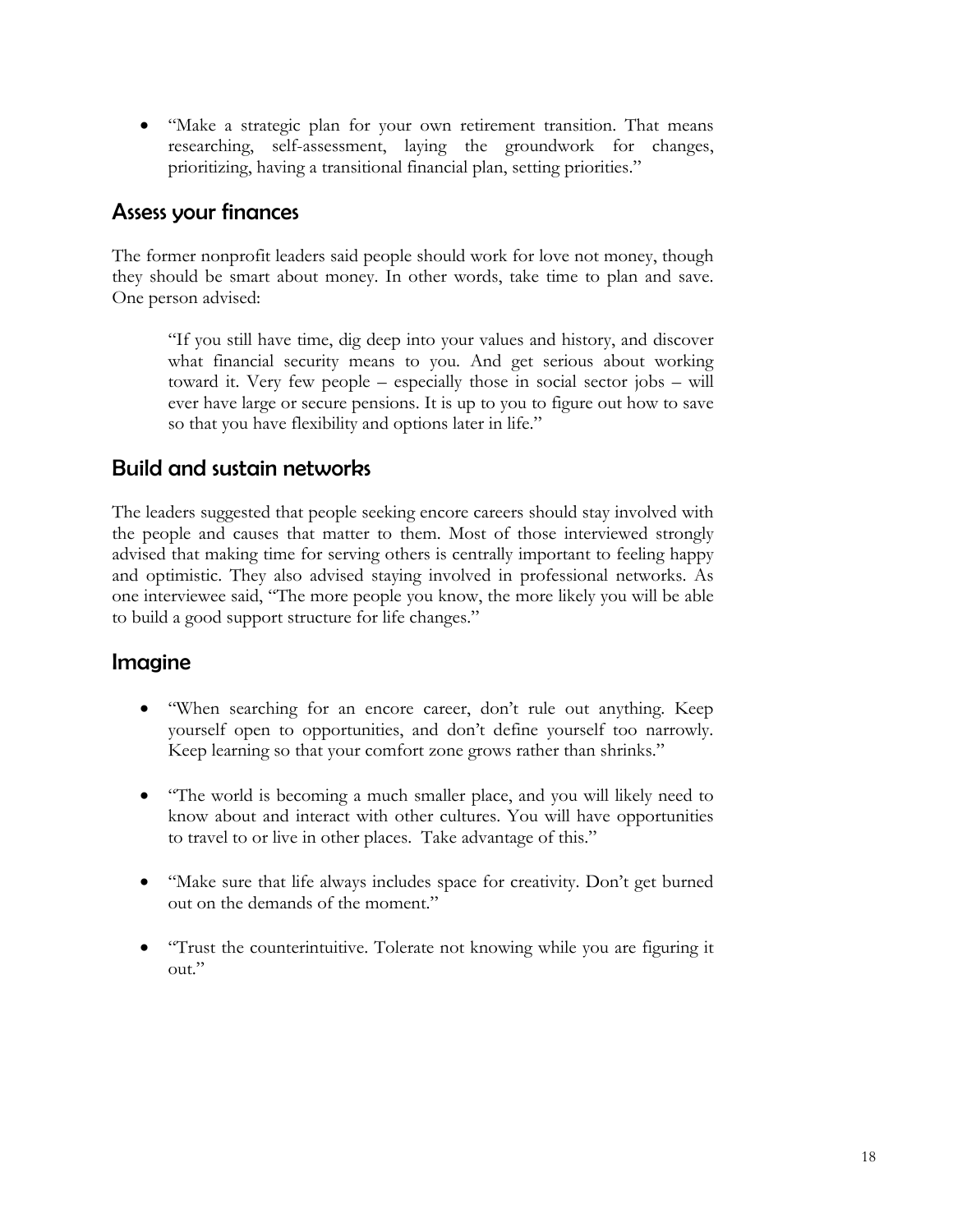- "Make a strategic plan for your own retirement transition. That means researching, self-assessment, laying the groundwork for changes, prioritizing, having a transitional financial plan, setting priorities."

## Assess your finances

The former nonprofit leaders said people should work for love not money, though they should be smart about money. In other words, take time to plan and save. One person advised:

> "If you still have time, dig deep into your values and history, and discover what financial security means to you. And get serious about working toward it. Very few people – especially those in social sector jobs – will ever have large or secure pensions. It is up to you to figure out how to save so that you have flexibility and options later in life."

## Build and sustain networks

The leaders suggested that people seeking encore careers should stay involved with the people and causes that matter to them. Most of those interviewed strongly advised that making time for serving others is centrally important to feeling happy and optimistic. They also advised staying involved in professional networks. As one interviewee said, "The more people you know, the more likely you will be able to build a good support structure for life changes."

## Imagine

- "When searching for an encore career, don't rule out anything. Keep yourself open to opportunities, and don't define yourself too narrowly. Keep learning so that your comfort zone grows rather than shrinks."

- "The world is becoming a much smaller place, and you will likely need to know about and interact with other cultures. You will have opportunities to travel to or live in other places. Take advantage of this."

- "Make sure that life always includes space for creativity. Don't get burned out on the demands of the moment."

- "Trust the counterintuitive. Tolerate not knowing while you are figuring it out."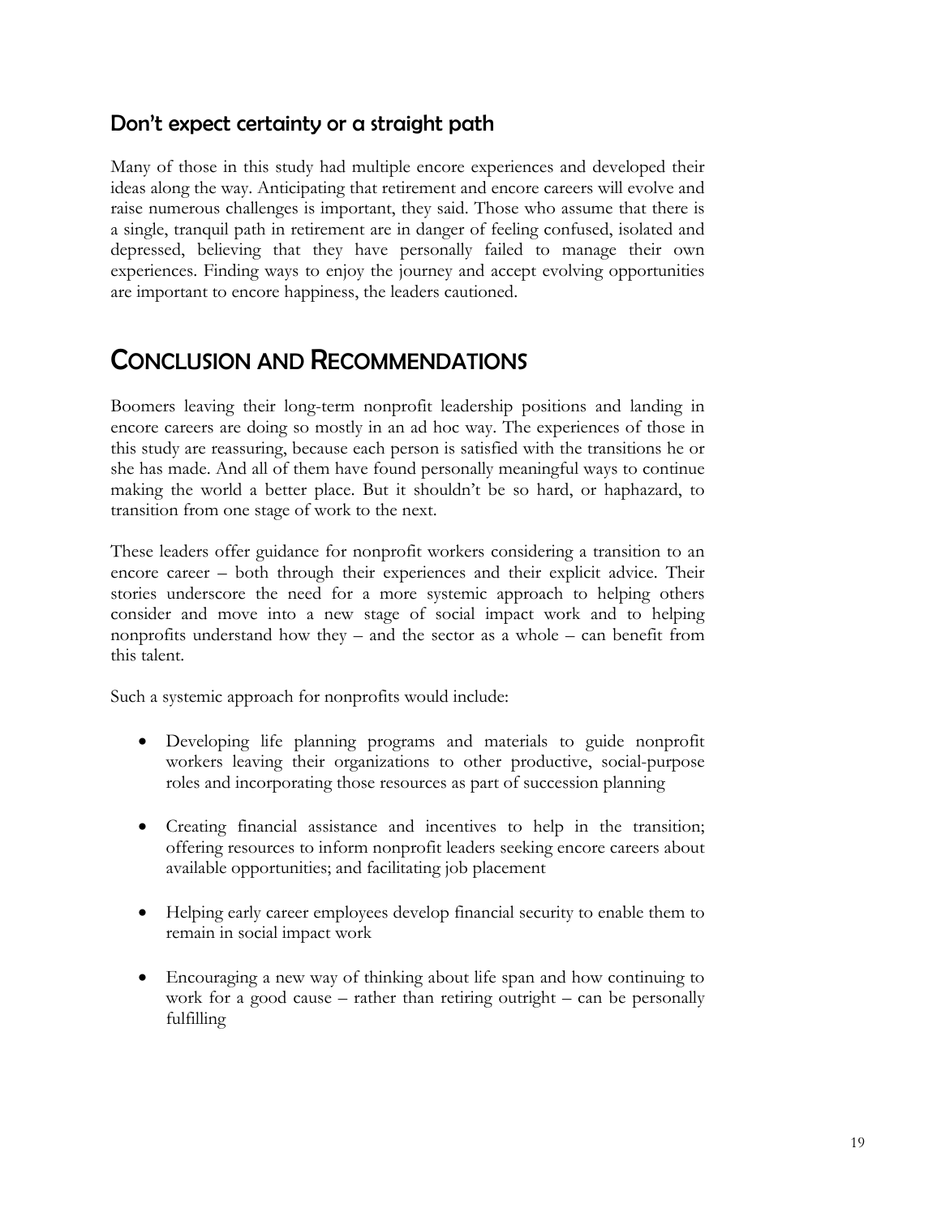### Don't expect certainty or a straight path

Many of those in this study had multiple encore experiences and developed their ideas along the way. Anticipating that retirement and encore careers will evolve and raise numerous challenges is important, they said. Those who assume that there is a single, tranquil path in retirement are in danger of feeling confused, isolated and depressed, believing that they have personally failed to manage their own experiences. Finding ways to enjoy the journey and accept evolving opportunities are important to encore happiness, the leaders cautioned.

## CONCLUSION AND RECOMMENDATIONS

Boomers leaving their long-term nonprofit leadership positions and landing in encore careers are doing so mostly in an ad hoc way. The experiences of those in this study are reassuring, because each person is satisfied with the transitions he or she has made. And all of them have found personally meaningful ways to continue making the world a better place. But it shouldn't be so hard, or haphazard, to transition from one stage of work to the next.

These leaders offer guidance for nonprofit workers considering a transition to an encore career – both through their experiences and their explicit advice. Their stories underscore the need for a more systemic approach to helping others consider and move into a new stage of social impact work and to helping nonprofits understand how they – and the sector as a whole – can benefit from this talent.

Such a systemic approach for nonprofits would include:

- Developing life planning programs and materials to guide nonprofit workers leaving their organizations to other productive, social-purpose roles and incorporating those resources as part of succession planning

- Creating financial assistance and incentives to help in the transition; offering resources to inform nonprofit leaders seeking encore careers about available opportunities; and facilitating job placement

- Helping early career employees develop financial security to enable them to remain in social impact work

- Encouraging a new way of thinking about life span and how continuing to work for a good cause – rather than retiring outright – can be personally fulfilling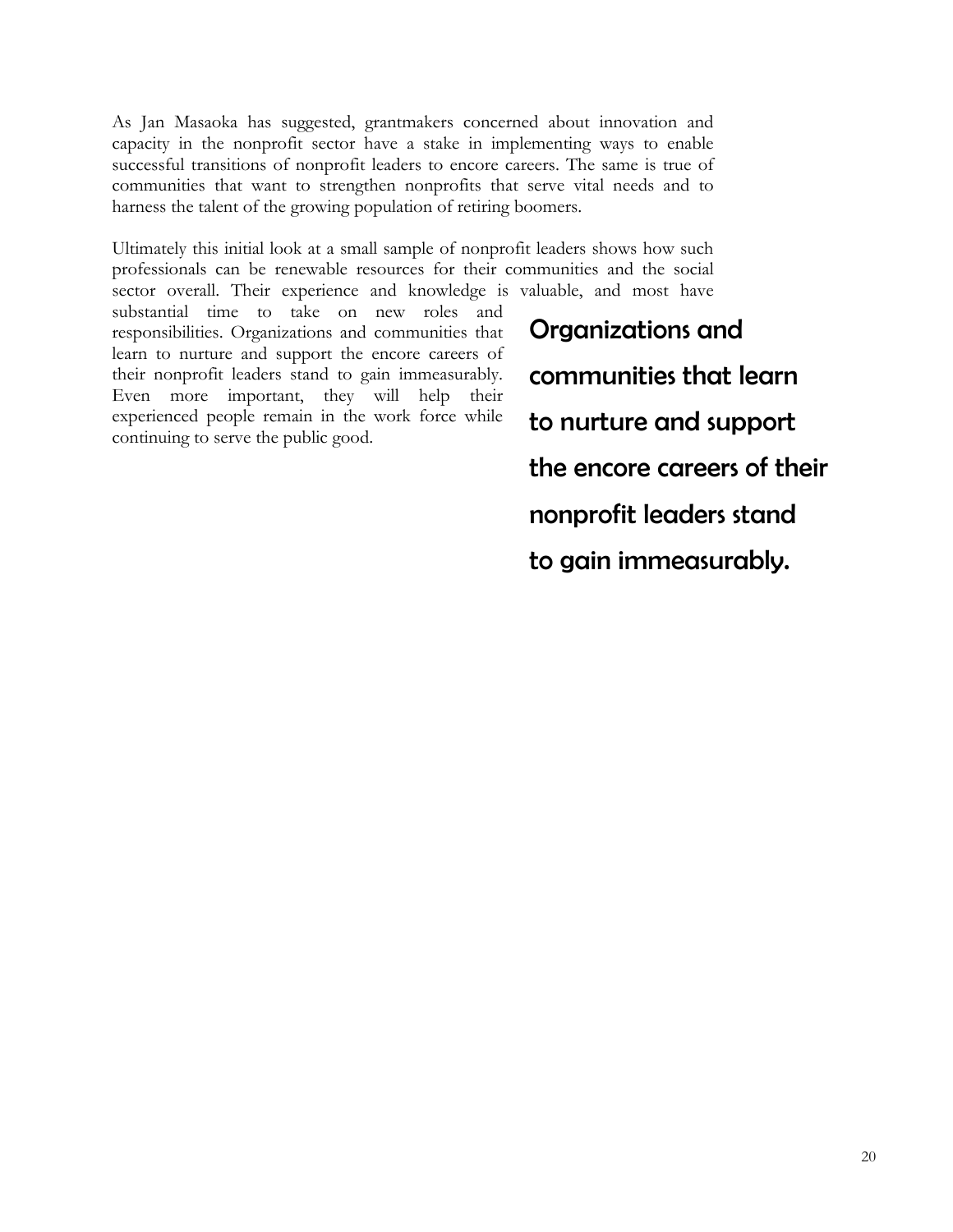As Jan Masaoka has suggested, grantmakers concerned about innovation and capacity in the nonprofit sector have a stake in implementing ways to enable successful transitions of nonprofit leaders to encore careers. The same is true of communities that want to strengthen nonprofits that serve vital needs and to harness the talent of the growing population of retiring boomers.

Ultimately this initial look at a small sample of nonprofit leaders shows how such professionals can be renewable resources for their communities and the social sector overall. Their experience and knowledge is valuable, and most have substantial time to take on new roles and responsibilities. Organizations and communities that learn to nurture and support the encore careers of their nonprofit leaders stand to gain immeasurably. Even more important, they will help their experienced people remain in the work force while continuing to serve the public good.

> **Organizations and communities that learn to nurture and support the encore careers of their nonprofit leaders stand to gain immeasurably.**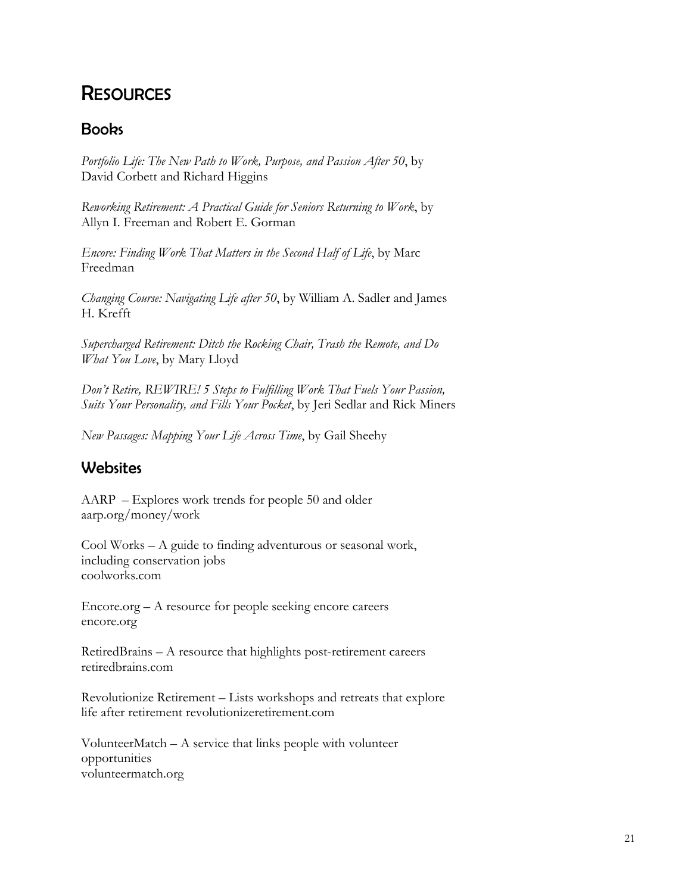# Resources

## Books

*Portfolio Life: The New Path to Work, Purpose, and Passion After 50*, by David Corbett and Richard Higgins

*Reworking Retirement: A Practical Guide for Seniors Returning to Work*, by Allyn I. Freeman and Robert E. Gorman

*Encore: Finding Work That Matters in the Second Half of Life*, by Marc Freedman

*Changing Course: Navigating Life after 50*, by William A. Sadler and James H. Krefft

*Supercharged Retirement: Ditch the Rocking Chair, Trash the Remote, and Do What You Love*, by Mary Lloyd

*Don't Retire, REWIRE! 5 Steps to Fulfilling Work That Fuels Your Passion, Suits Your Personality, and Fills Your Pocket*, by Jeri Sedlar and Rick Miners

*New Passages: Mapping Your Life Across Time*, by Gail Sheehy

## Websites

AARP – Explores work trends for people 50 and older
aarp.org/money/work

Cool Works – A guide to finding adventurous or seasonal work, including conservation jobs
coolworks.com

Encore.org – A resource for people seeking encore careers
encore.org

RetiredBrains – A resource that highlights post-retirement careers
retiredbrains.com

Revolutionize Retirement – Lists workshops and retreats that explore life after retirement revolutionizeretirement.com

VolunteerMatch – A service that links people with volunteer opportunities
volunteermatch.org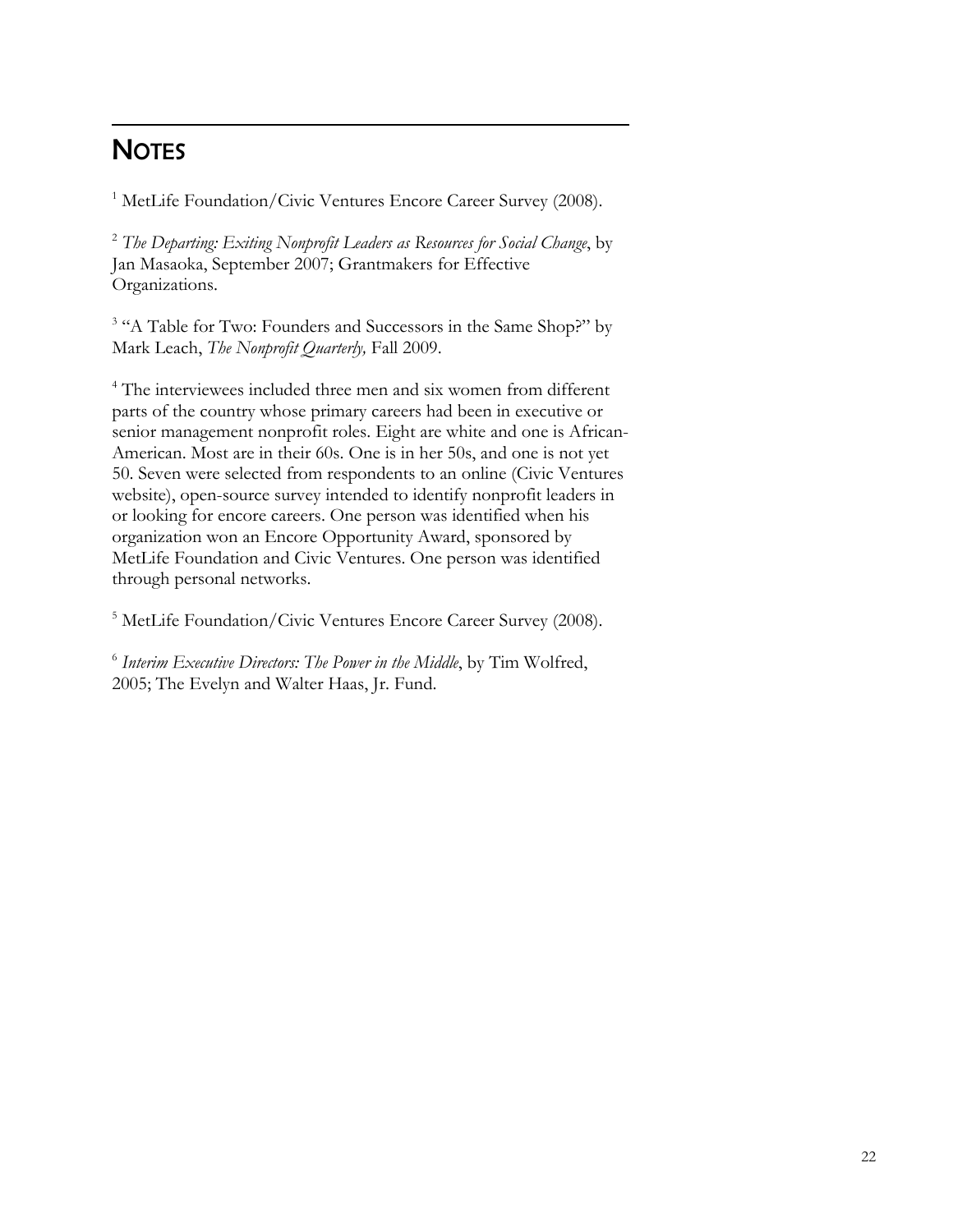## NOTES

[1] MetLife Foundation/Civic Ventures Encore Career Survey (2008).

[2] *The Departing: Exiting Nonprofit Leaders as Resources for Social Change*, by Jan Masaoka, September 2007; Grantmakers for Effective Organizations.

[3] "A Table for Two: Founders and Successors in the Same Shop?" by Mark Leach, *The Nonprofit Quarterly,* Fall 2009.

[4] The interviewees included three men and six women from different parts of the country whose primary careers had been in executive or senior management nonprofit roles. Eight are white and one is African-American. Most are in their 60s. One is in her 50s, and one is not yet 50. Seven were selected from respondents to an online (Civic Ventures website), open-source survey intended to identify nonprofit leaders in or looking for encore careers. One person was identified when his organization won an Encore Opportunity Award, sponsored by MetLife Foundation and Civic Ventures. One person was identified through personal networks.

[5] MetLife Foundation/Civic Ventures Encore Career Survey (2008).

[6] *Interim Executive Directors: The Power in the Middle*, by Tim Wolfred, 2005; The Evelyn and Walter Haas, Jr. Fund.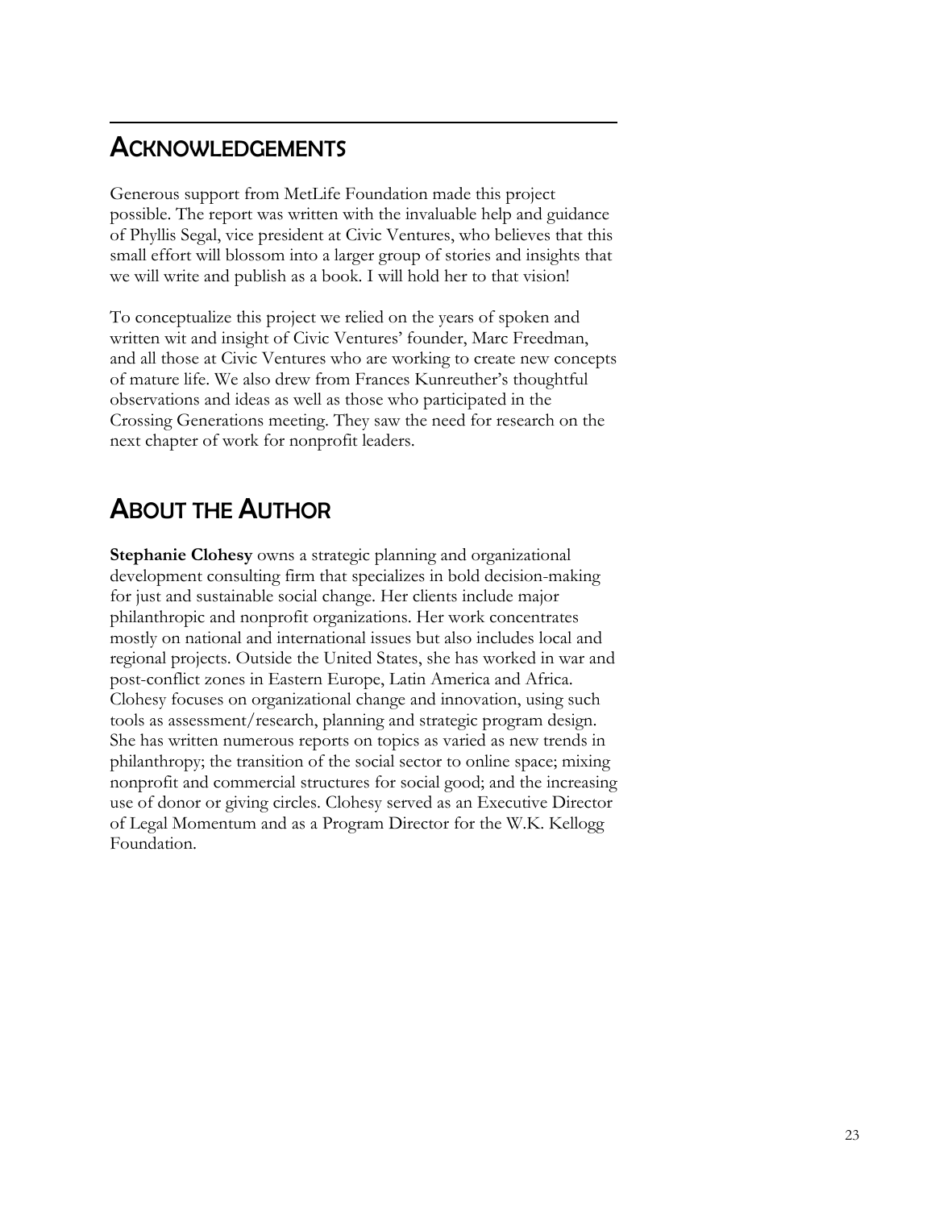## Acknowledgements

Generous support from MetLife Foundation made this project possible. The report was written with the invaluable help and guidance of Phyllis Segal, vice president at Civic Ventures, who believes that this small effort will blossom into a larger group of stories and insights that we will write and publish as a book. I will hold her to that vision!

To conceptualize this project we relied on the years of spoken and written wit and insight of Civic Ventures' founder, Marc Freedman, and all those at Civic Ventures who are working to create new concepts of mature life. We also drew from Frances Kunreuther's thoughtful observations and ideas as well as those who participated in the Crossing Generations meeting. They saw the need for research on the next chapter of work for nonprofit leaders.

## About the Author

**Stephanie Clohesy** owns a strategic planning and organizational development consulting firm that specializes in bold decision-making for just and sustainable social change. Her clients include major philanthropic and nonprofit organizations. Her work concentrates mostly on national and international issues but also includes local and regional projects. Outside the United States, she has worked in war and post-conflict zones in Eastern Europe, Latin America and Africa. Clohesy focuses on organizational change and innovation, using such tools as assessment/research, planning and strategic program design. She has written numerous reports on topics as varied as new trends in philanthropy; the transition of the social sector to online space; mixing nonprofit and commercial structures for social good; and the increasing use of donor or giving circles. Clohesy served as an Executive Director of Legal Momentum and as a Program Director for the W.K. Kellogg Foundation.